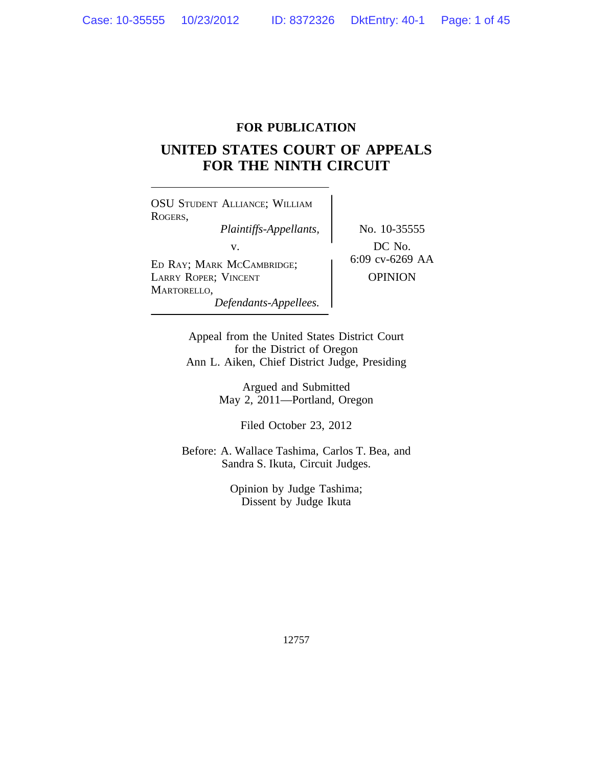**FOR PUBLICATION**

# UNITED STATES COURT OF APPEALS FOR THE NINTH CIRCUIT

OSU STUDENT ALLIANCE; WILLIAM ROGERS,
*Plaintiffs-Appellants,*

v.

ED RAY; MARK MCCAMBRIDGE; LARRY ROPER; VINCENT MARTORELLO,
*Defendants-Appellees.*

No. 10-35555

DC No. 6:09 cv-6269 AA

OPINION

Appeal from the United States District Court for the District of Oregon
Ann L. Aiken, Chief District Judge, Presiding

Argued and Submitted
May 2, 2011—Portland, Oregon

Filed October 23, 2012

Before: A. Wallace Tashima, Carlos T. Bea, and Sandra S. Ikuta, Circuit Judges.

Opinion by Judge Tashima;
Dissent by Judge Ikuta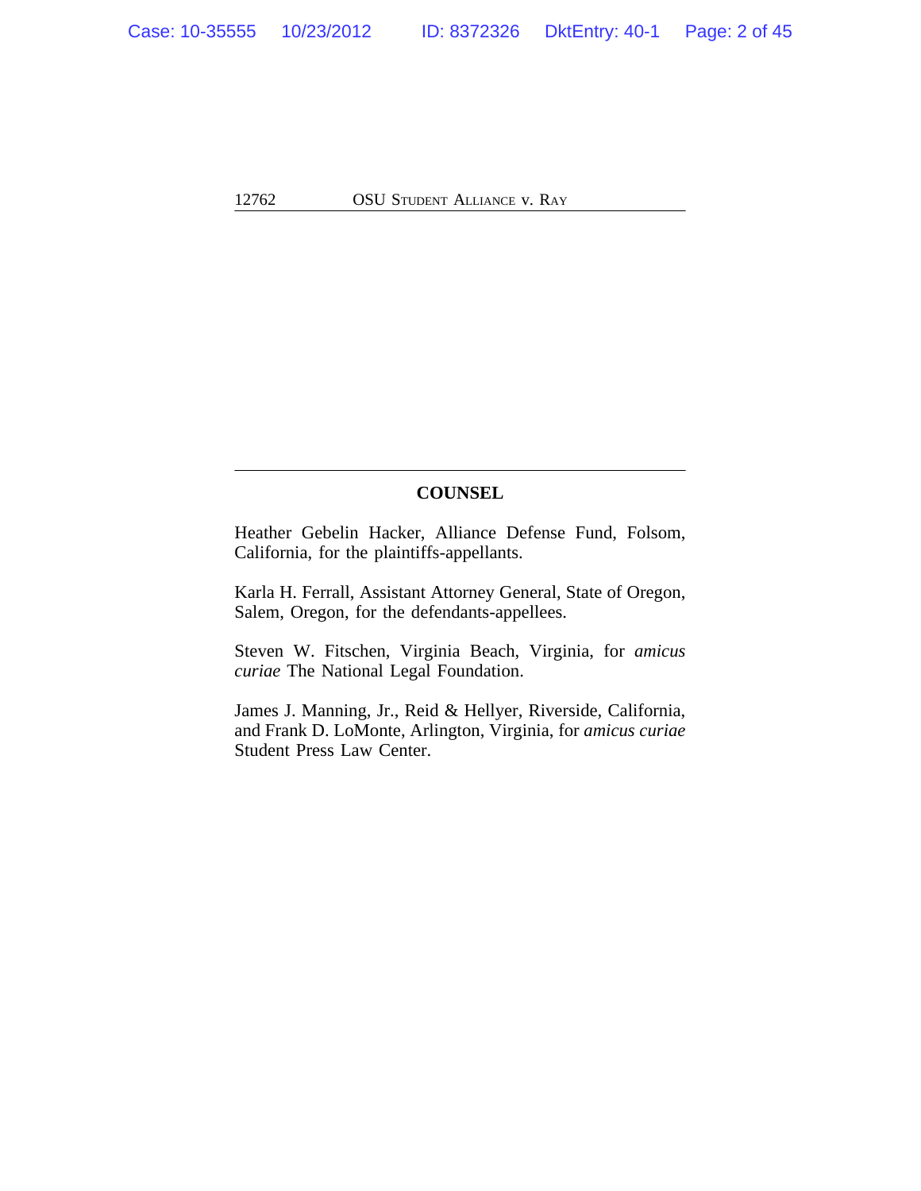## COUNSEL

Heather Gebelin Hacker, Alliance Defense Fund, Folsom, California, for the plaintiffs-appellants.

Karla H. Ferrall, Assistant Attorney General, State of Oregon, Salem, Oregon, for the defendants-appellees.

Steven W. Fitschen, Virginia Beach, Virginia, for *amicus curiae* The National Legal Foundation.

James J. Manning, Jr., Reid & Hellyer, Riverside, California, and Frank D. LoMonte, Arlington, Virginia, for *amicus curiae* Student Press Law Center.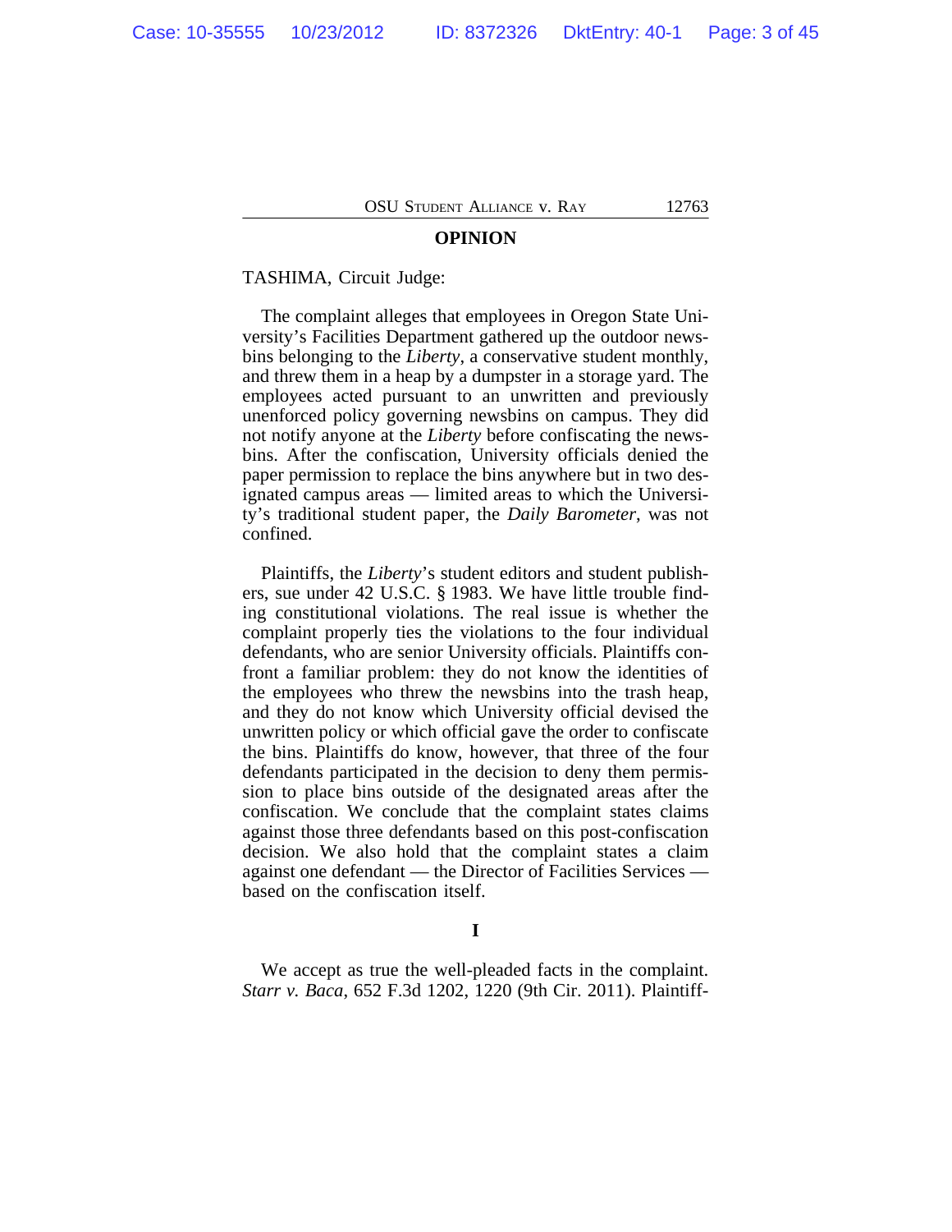**OPINION**

TASHIMA, Circuit Judge:

The complaint alleges that employees in Oregon State University's Facilities Department gathered up the outdoor newsbins belonging to the *Liberty*, a conservative student monthly, and threw them in a heap by a dumpster in a storage yard. The employees acted pursuant to an unwritten and previously unenforced policy governing newsbins on campus. They did not notify anyone at the *Liberty* before confiscating the newsbins. After the confiscation, University officials denied the paper permission to replace the bins anywhere but in two designated campus areas — limited areas to which the University's traditional student paper, the *Daily Barometer*, was not confined.

Plaintiffs, the *Liberty*'s student editors and student publishers, sue under 42 U.S.C. § 1983. We have little trouble finding constitutional violations. The real issue is whether the complaint properly ties the violations to the four individual defendants, who are senior University officials. Plaintiffs confront a familiar problem: they do not know the identities of the employees who threw the newsbins into the trash heap, and they do not know which University official devised the unwritten policy or which official gave the order to confiscate the bins. Plaintiffs do know, however, that three of the four defendants participated in the decision to deny them permission to place bins outside of the designated areas after the confiscation. We conclude that the complaint states claims against those three defendants based on this post-confiscation decision. We also hold that the complaint states a claim against one defendant — the Director of Facilities Services — based on the confiscation itself.

## I

We accept as true the well-pleaded facts in the complaint. *Starr v. Baca*, 652 F.3d 1202, 1220 (9th Cir. 2011). Plaintiff-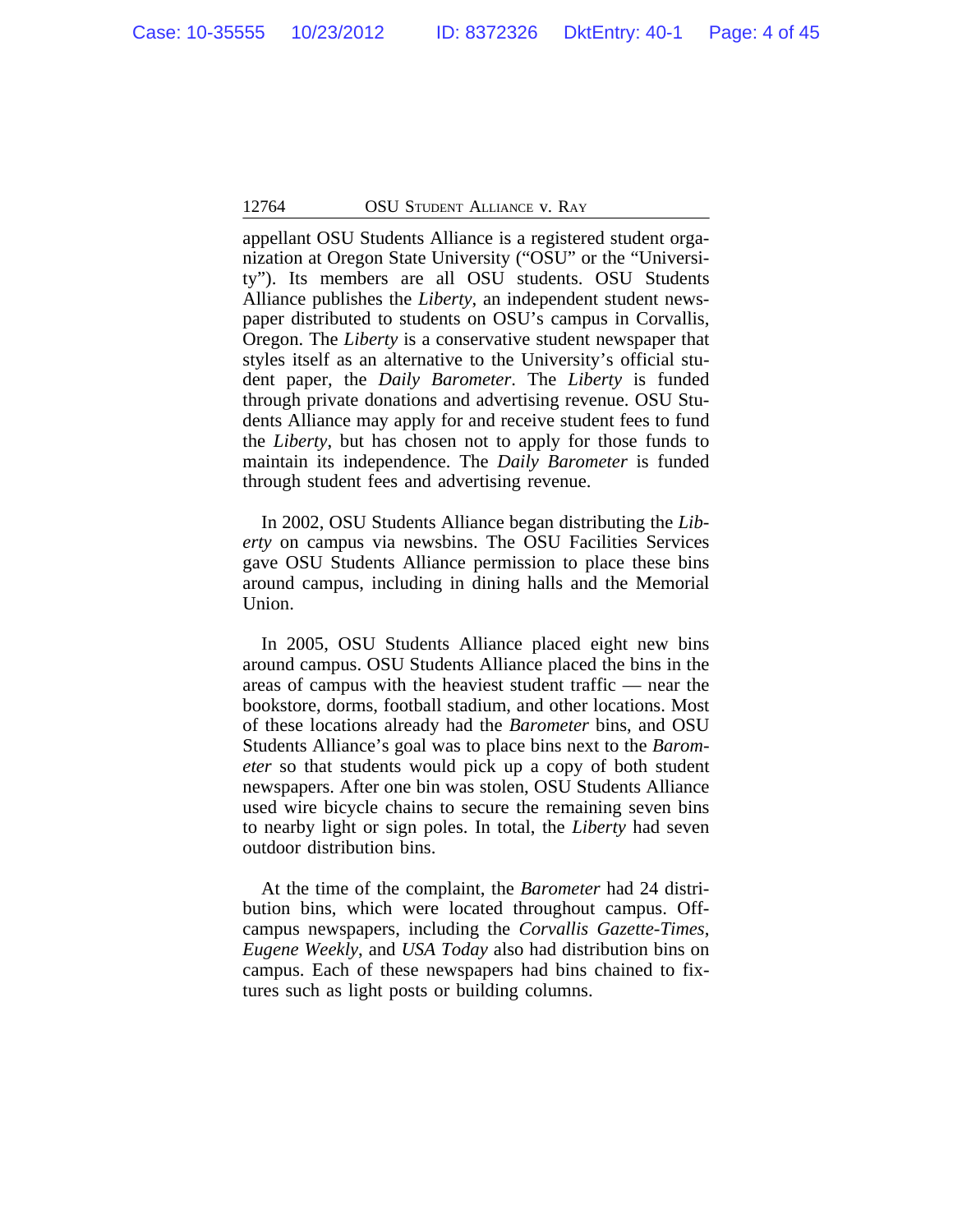appellant OSU Students Alliance is a registered student organization at Oregon State University ("OSU" or the "University"). Its members are all OSU students. OSU Students Alliance publishes the *Liberty*, an independent student newspaper distributed to students on OSU's campus in Corvallis, Oregon. The *Liberty* is a conservative student newspaper that styles itself as an alternative to the University's official student paper, the *Daily Barometer*. The *Liberty* is funded through private donations and advertising revenue. OSU Students Alliance may apply for and receive student fees to fund the *Liberty*, but has chosen not to apply for those funds to maintain its independence. The *Daily Barometer* is funded through student fees and advertising revenue.

In 2002, OSU Students Alliance began distributing the *Liberty* on campus via newsbins. The OSU Facilities Services gave OSU Students Alliance permission to place these bins around campus, including in dining halls and the Memorial Union.

In 2005, OSU Students Alliance placed eight new bins around campus. OSU Students Alliance placed the bins in the areas of campus with the heaviest student traffic — near the bookstore, dorms, football stadium, and other locations. Most of these locations already had the *Barometer* bins, and OSU Students Alliance's goal was to place bins next to the *Barometer* so that students would pick up a copy of both student newspapers. After one bin was stolen, OSU Students Alliance used wire bicycle chains to secure the remaining seven bins to nearby light or sign poles. In total, the *Liberty* had seven outdoor distribution bins.

At the time of the complaint, the *Barometer* had 24 distribution bins, which were located throughout campus. Off-campus newspapers, including the *Corvallis Gazette-Times*, *Eugene Weekly*, and *USA Today* also had distribution bins on campus. Each of these newspapers had bins chained to fixtures such as light posts or building columns.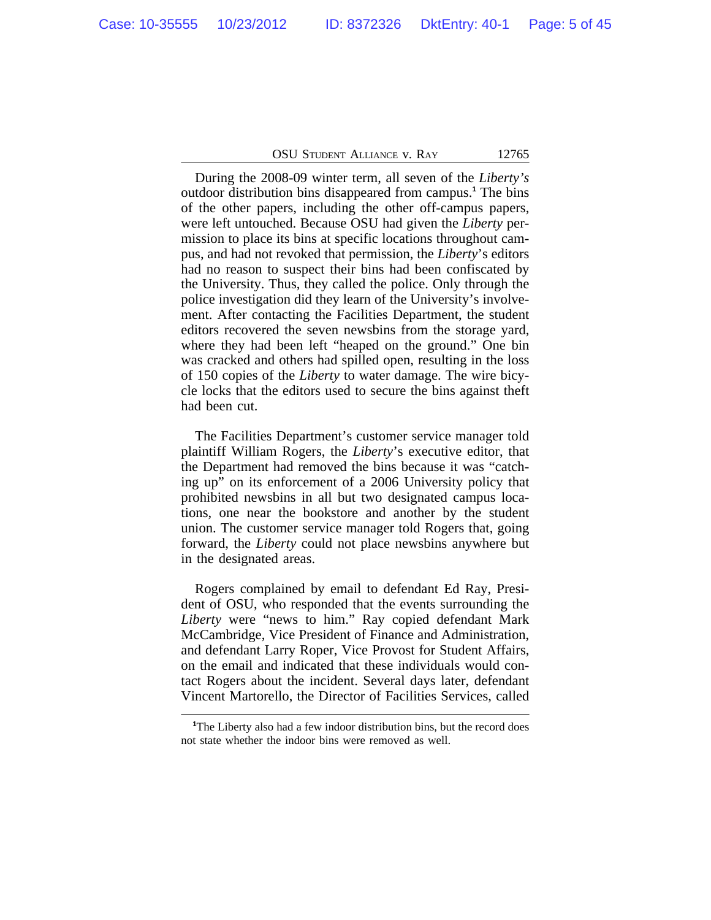During the 2008-09 winter term, all seven of the *Liberty's* outdoor distribution bins disappeared from campus.[1] The bins of the other papers, including the other off-campus papers, were left untouched. Because OSU had given the *Liberty* permission to place its bins at specific locations throughout campus, and had not revoked that permission, the *Liberty*'s editors had no reason to suspect their bins had been confiscated by the University. Thus, they called the police. Only through the police investigation did they learn of the University's involvement. After contacting the Facilities Department, the student editors recovered the seven newsbins from the storage yard, where they had been left "heaped on the ground." One bin was cracked and others had spilled open, resulting in the loss of 150 copies of the *Liberty* to water damage. The wire bicycle locks that the editors used to secure the bins against theft had been cut.

The Facilities Department's customer service manager told plaintiff William Rogers, the *Liberty*'s executive editor, that the Department had removed the bins because it was "catching up" on its enforcement of a 2006 University policy that prohibited newsbins in all but two designated campus locations, one near the bookstore and another by the student union. The customer service manager told Rogers that, going forward, the *Liberty* could not place newsbins anywhere but in the designated areas.

Rogers complained by email to defendant Ed Ray, President of OSU, who responded that the events surrounding the *Liberty* were "news to him." Ray copied defendant Mark McCambridge, Vice President of Finance and Administration, and defendant Larry Roper, Vice Provost for Student Affairs, on the email and indicated that these individuals would contact Rogers about the incident. Several days later, defendant Vincent Martorello, the Director of Facilities Services, called

---

[1] The Liberty also had a few indoor distribution bins, but the record does not state whether the indoor bins were removed as well.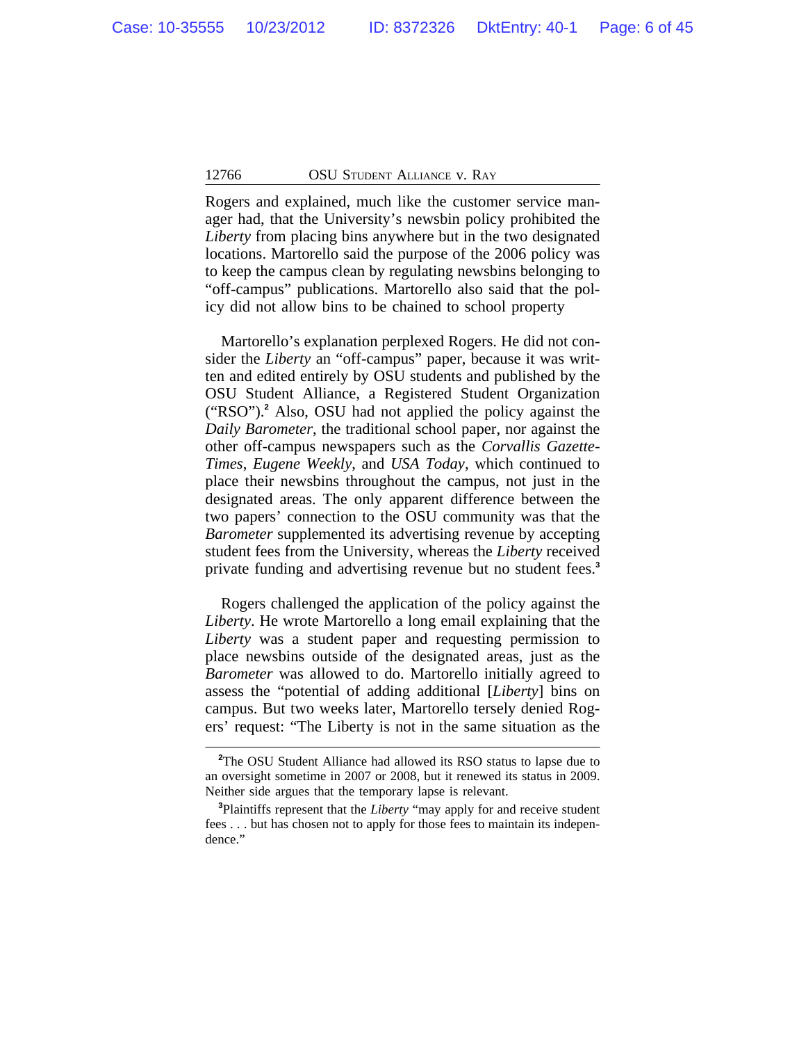Rogers and explained, much like the customer service manager had, that the University's newsbin policy prohibited the *Liberty* from placing bins anywhere but in the two designated locations. Martorello said the purpose of the 2006 policy was to keep the campus clean by regulating newsbins belonging to "off-campus" publications. Martorello also said that the policy did not allow bins to be chained to school property

Martorello's explanation perplexed Rogers. He did not consider the *Liberty* an "off-campus" paper, because it was written and edited entirely by OSU students and published by the OSU Student Alliance, a Registered Student Organization ("RSO").[2] Also, OSU had not applied the policy against the *Daily Barometer*, the traditional school paper, nor against the other off-campus newspapers such as the *Corvallis Gazette-Times*, *Eugene Weekly*, and *USA Today*, which continued to place their newsbins throughout the campus, not just in the designated areas. The only apparent difference between the two papers' connection to the OSU community was that the *Barometer* supplemented its advertising revenue by accepting student fees from the University, whereas the *Liberty* received private funding and advertising revenue but no student fees.[3]

Rogers challenged the application of the policy against the *Liberty*. He wrote Martorello a long email explaining that the *Liberty* was a student paper and requesting permission to place newsbins outside of the designated areas, just as the *Barometer* was allowed to do. Martorello initially agreed to assess the "potential of adding additional [*Liberty*] bins on campus. But two weeks later, Martorello tersely denied Rogers' request: "The Liberty is not in the same situation as the

---

[2]The OSU Student Alliance had allowed its RSO status to lapse due to an oversight sometime in 2007 or 2008, but it renewed its status in 2009. Neither side argues that the temporary lapse is relevant.

[3]Plaintiffs represent that the *Liberty* "may apply for and receive student fees . . . but has chosen not to apply for those fees to maintain its independence."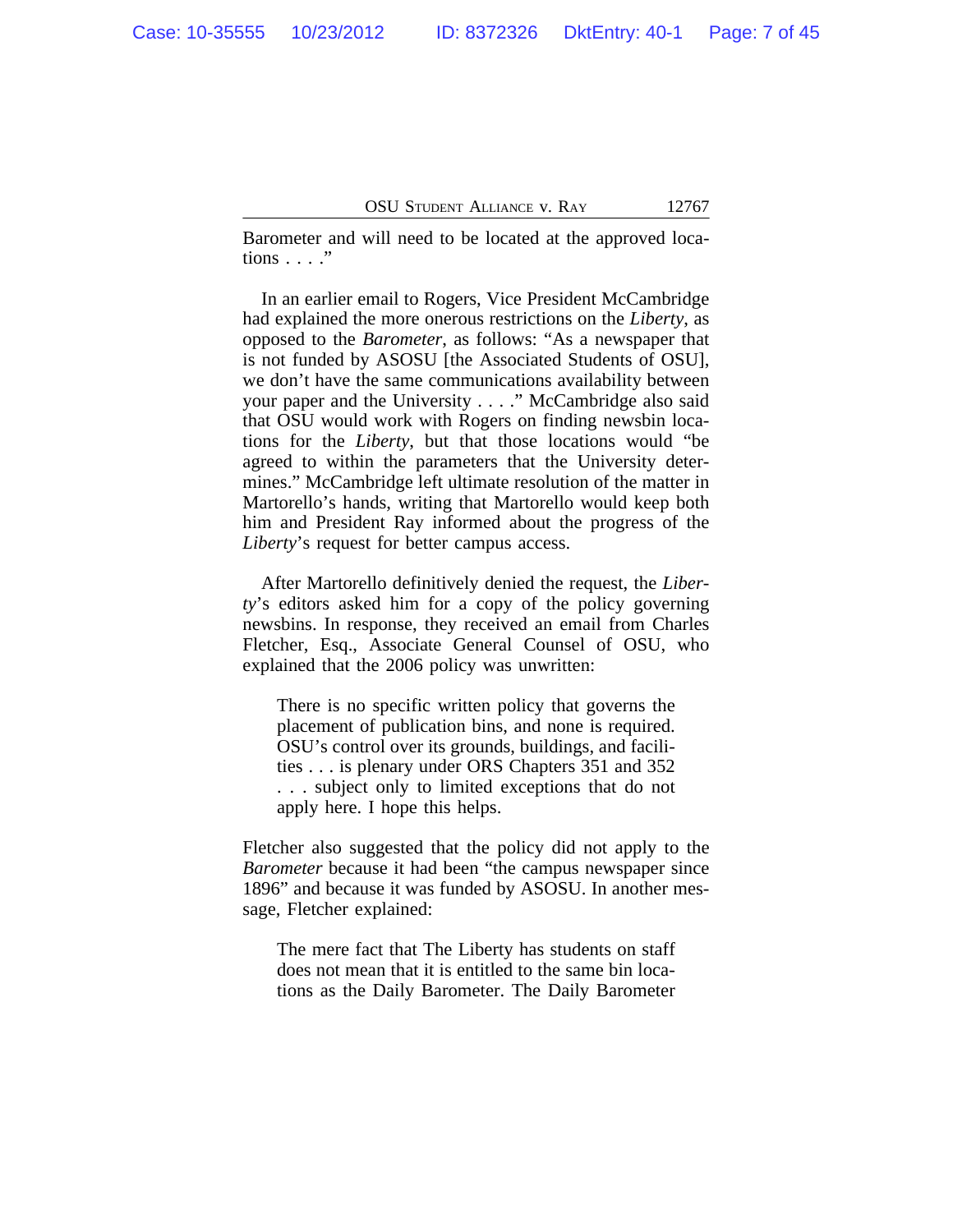Barometer and will need to be located at the approved locations . . . ."

In an earlier email to Rogers, Vice President McCambridge had explained the more onerous restrictions on the *Liberty*, as opposed to the *Barometer*, as follows: "As a newspaper that is not funded by ASOSU [the Associated Students of OSU], we don't have the same communications availability between your paper and the University . . . ." McCambridge also said that OSU would work with Rogers on finding newsbin locations for the *Liberty*, but that those locations would "be agreed to within the parameters that the University determines." McCambridge left ultimate resolution of the matter in Martorello's hands, writing that Martorello would keep both him and President Ray informed about the progress of the *Liberty*'s request for better campus access.

After Martorello definitively denied the request, the *Liberty*'s editors asked him for a copy of the policy governing newsbins. In response, they received an email from Charles Fletcher, Esq., Associate General Counsel of OSU, who explained that the 2006 policy was unwritten:

> There is no specific written policy that governs the placement of publication bins, and none is required. OSU's control over its grounds, buildings, and facilities . . . is plenary under ORS Chapters 351 and 352 . . . subject only to limited exceptions that do not apply here. I hope this helps.

Fletcher also suggested that the policy did not apply to the *Barometer* because it had been "the campus newspaper since 1896" and because it was funded by ASOSU. In another message, Fletcher explained:

> The mere fact that The Liberty has students on staff does not mean that it is entitled to the same bin locations as the Daily Barometer. The Daily Barometer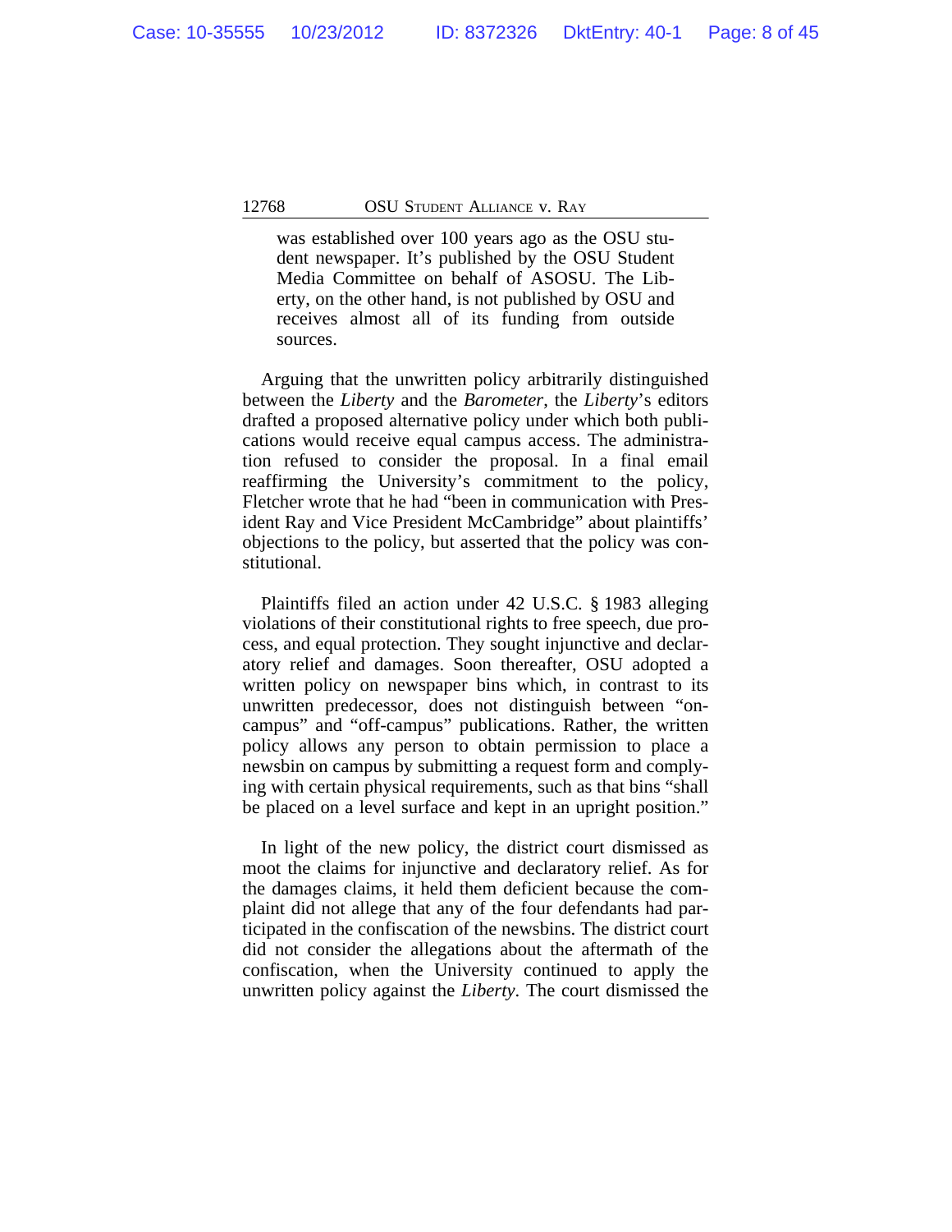> was established over 100 years ago as the OSU student newspaper. It's published by the OSU Student Media Committee on behalf of ASOSU. The Liberty, on the other hand, is not published by OSU and receives almost all of its funding from outside sources.

Arguing that the unwritten policy arbitrarily distinguished between the *Liberty* and the *Barometer*, the *Liberty*'s editors drafted a proposed alternative policy under which both publications would receive equal campus access. The administration refused to consider the proposal. In a final email reaffirming the University's commitment to the policy, Fletcher wrote that he had "been in communication with President Ray and Vice President McCambridge" about plaintiffs' objections to the policy, but asserted that the policy was constitutional.

Plaintiffs filed an action under 42 U.S.C. § 1983 alleging violations of their constitutional rights to free speech, due process, and equal protection. They sought injunctive and declaratory relief and damages. Soon thereafter, OSU adopted a written policy on newspaper bins which, in contrast to its unwritten predecessor, does not distinguish between "on-campus" and "off-campus" publications. Rather, the written policy allows any person to obtain permission to place a newsbin on campus by submitting a request form and complying with certain physical requirements, such as that bins "shall be placed on a level surface and kept in an upright position."

In light of the new policy, the district court dismissed as moot the claims for injunctive and declaratory relief. As for the damages claims, it held them deficient because the complaint did not allege that any of the four defendants had participated in the confiscation of the newsbins. The district court did not consider the allegations about the aftermath of the confiscation, when the University continued to apply the unwritten policy against the *Liberty*. The court dismissed the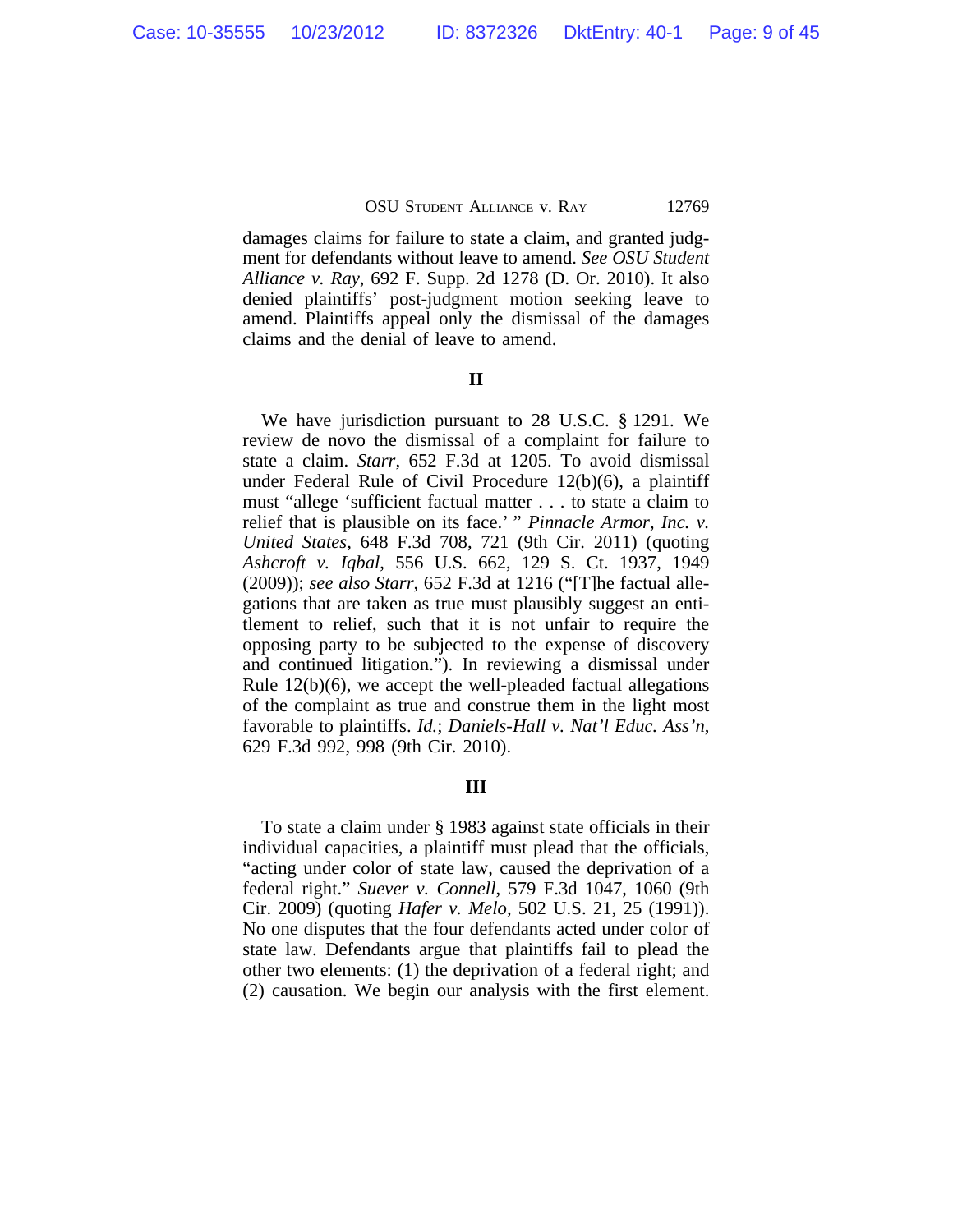damages claims for failure to state a claim, and granted judgment for defendants without leave to amend. *See OSU Student Alliance v. Ray*, 692 F. Supp. 2d 1278 (D. Or. 2010). It also denied plaintiffs' post-judgment motion seeking leave to amend. Plaintiffs appeal only the dismissal of the damages claims and the denial of leave to amend.

## II

We have jurisdiction pursuant to 28 U.S.C. § 1291. We review de novo the dismissal of a complaint for failure to state a claim. *Starr*, 652 F.3d at 1205. To avoid dismissal under Federal Rule of Civil Procedure 12(b)(6), a plaintiff must "allege 'sufficient factual matter . . . to state a claim to relief that is plausible on its face.' " *Pinnacle Armor, Inc. v. United States*, 648 F.3d 708, 721 (9th Cir. 2011) (quoting *Ashcroft v. Iqbal*, 556 U.S. 662, 129 S. Ct. 1937, 1949 (2009)); *see also Starr*, 652 F.3d at 1216 ("[T]he factual allegations that are taken as true must plausibly suggest an entitlement to relief, such that it is not unfair to require the opposing party to be subjected to the expense of discovery and continued litigation."). In reviewing a dismissal under Rule 12(b)(6), we accept the well-pleaded factual allegations of the complaint as true and construe them in the light most favorable to plaintiffs. *Id.*; *Daniels-Hall v. Nat'l Educ. Ass'n*, 629 F.3d 992, 998 (9th Cir. 2010).

## III

To state a claim under § 1983 against state officials in their individual capacities, a plaintiff must plead that the officials, "acting under color of state law, caused the deprivation of a federal right." *Suever v. Connell*, 579 F.3d 1047, 1060 (9th Cir. 2009) (quoting *Hafer v. Melo*, 502 U.S. 21, 25 (1991)). No one disputes that the four defendants acted under color of state law. Defendants argue that plaintiffs fail to plead the other two elements: (1) the deprivation of a federal right; and (2) causation. We begin our analysis with the first element.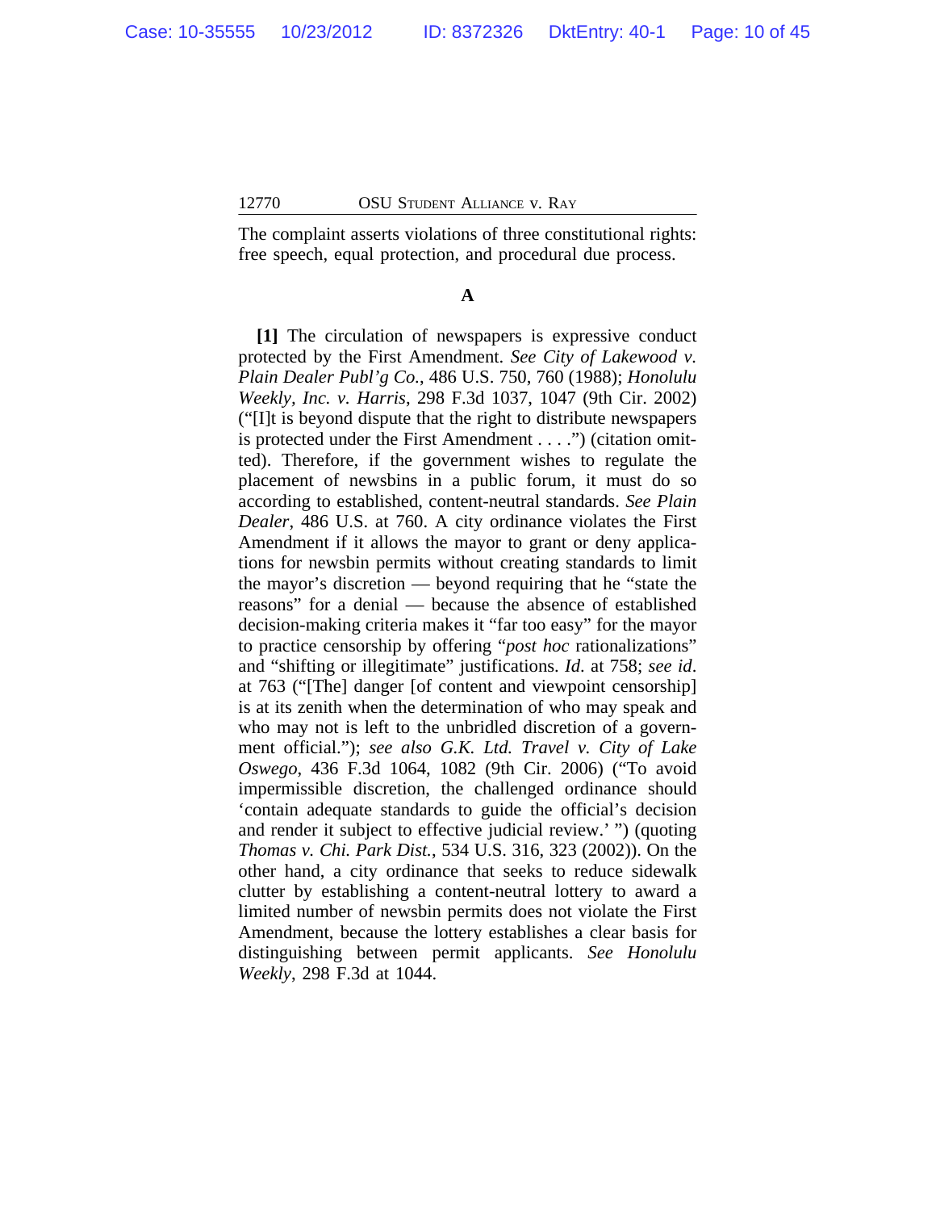The complaint asserts violations of three constitutional rights: free speech, equal protection, and procedural due process.

**A**

**[1]** The circulation of newspapers is expressive conduct protected by the First Amendment. *See City of Lakewood v. Plain Dealer Publ'g Co.*, 486 U.S. 750, 760 (1988); *Honolulu Weekly, Inc. v. Harris*, 298 F.3d 1037, 1047 (9th Cir. 2002) ("[I]t is beyond dispute that the right to distribute newspapers is protected under the First Amendment . . . .") (citation omitted). Therefore, if the government wishes to regulate the placement of newsbins in a public forum, it must do so according to established, content-neutral standards. *See Plain Dealer*, 486 U.S. at 760. A city ordinance violates the First Amendment if it allows the mayor to grant or deny applications for newsbin permits without creating standards to limit the mayor's discretion — beyond requiring that he "state the reasons" for a denial — because the absence of established decision-making criteria makes it "far too easy" for the mayor to practice censorship by offering "*post hoc* rationalizations" and "shifting or illegitimate" justifications. *Id*. at 758; *see id*. at 763 ("[The] danger [of content and viewpoint censorship] is at its zenith when the determination of who may speak and who may not is left to the unbridled discretion of a government official."); *see also G.K. Ltd. Travel v. City of Lake Oswego*, 436 F.3d 1064, 1082 (9th Cir. 2006) ("To avoid impermissible discretion, the challenged ordinance should 'contain adequate standards to guide the official's decision and render it subject to effective judicial review.' ") (quoting *Thomas v. Chi. Park Dist.*, 534 U.S. 316, 323 (2002)). On the other hand, a city ordinance that seeks to reduce sidewalk clutter by establishing a content-neutral lottery to award a limited number of newsbin permits does not violate the First Amendment, because the lottery establishes a clear basis for distinguishing between permit applicants. *See Honolulu Weekly*, 298 F.3d at 1044.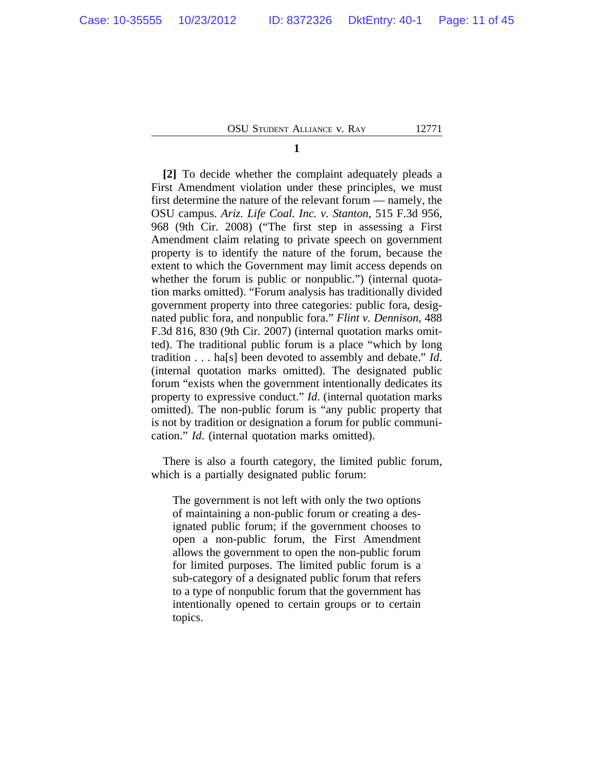**1**

**[2]** To decide whether the complaint adequately pleads a First Amendment violation under these principles, we must first determine the nature of the relevant forum — namely, the OSU campus. *Ariz. Life Coal. Inc. v. Stanton*, 515 F.3d 956, 968 (9th Cir. 2008) ("The first step in assessing a First Amendment claim relating to private speech on government property is to identify the nature of the forum, because the extent to which the Government may limit access depends on whether the forum is public or nonpublic.") (internal quotation marks omitted). "Forum analysis has traditionally divided government property into three categories: public fora, designated public fora, and nonpublic fora." *Flint v. Dennison*, 488 F.3d 816, 830 (9th Cir. 2007) (internal quotation marks omitted). The traditional public forum is a place "which by long tradition . . . ha[s] been devoted to assembly and debate." *Id.* (internal quotation marks omitted). The designated public forum "exists when the government intentionally dedicates its property to expressive conduct." *Id.* (internal quotation marks omitted). The non-public forum is "any public property that is not by tradition or designation a forum for public communication." *Id.* (internal quotation marks omitted).

There is also a fourth category, the limited public forum, which is a partially designated public forum:

> The government is not left with only the two options of maintaining a non-public forum or creating a designated public forum; if the government chooses to open a non-public forum, the First Amendment allows the government to open the non-public forum for limited purposes. The limited public forum is a sub-category of a designated public forum that refers to a type of nonpublic forum that the government has intentionally opened to certain groups or to certain topics.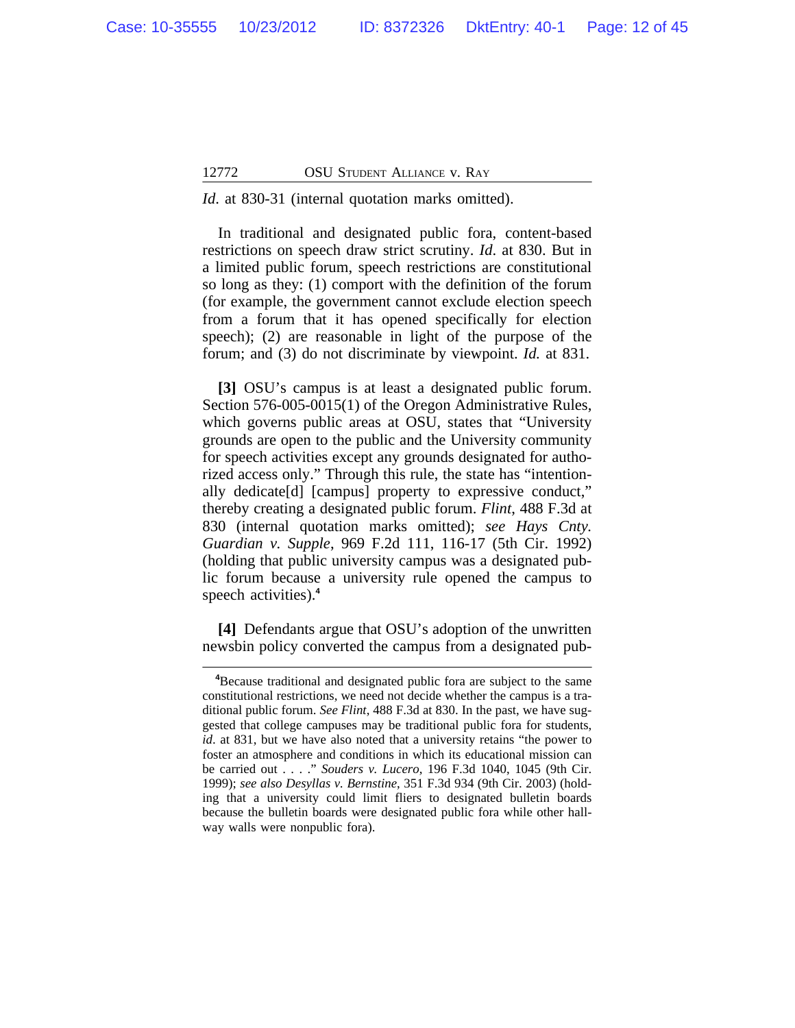*Id*. at 830-31 (internal quotation marks omitted).

In traditional and designated public fora, content-based restrictions on speech draw strict scrutiny. *Id.* at 830. But in a limited public forum, speech restrictions are constitutional so long as they: (1) comport with the definition of the forum (for example, the government cannot exclude election speech from a forum that it has opened specifically for election speech); (2) are reasonable in light of the purpose of the forum; and (3) do not discriminate by viewpoint. *Id.* at 831.

**[3]** OSU's campus is at least a designated public forum. Section 576-005-0015(1) of the Oregon Administrative Rules, which governs public areas at OSU, states that "University grounds are open to the public and the University community for speech activities except any grounds designated for authorized access only." Through this rule, the state has "intentionally dedicate[d] [campus] property to expressive conduct," thereby creating a designated public forum. *Flint*, 488 F.3d at 830 (internal quotation marks omitted); *see Hays Cnty. Guardian v. Supple*, 969 F.2d 111, 116-17 (5th Cir. 1992) (holding that public university campus was a designated public forum because a university rule opened the campus to speech activities).[4]

**[4]** Defendants argue that OSU's adoption of the unwritten newsbin policy converted the campus from a designated pub-

---

[4]Because traditional and designated public fora are subject to the same constitutional restrictions, we need not decide whether the campus is a traditional public forum. *See Flint*, 488 F.3d at 830. In the past, we have suggested that college campuses may be traditional public fora for students, *id*. at 831, but we have also noted that a university retains "the power to foster an atmosphere and conditions in which its educational mission can be carried out . . . ." *Souders v. Lucero*, 196 F.3d 1040, 1045 (9th Cir. 1999); *see also Desyllas v. Bernstine*, 351 F.3d 934 (9th Cir. 2003) (holding that a university could limit fliers to designated bulletin boards because the bulletin boards were designated public fora while other hallway walls were nonpublic fora).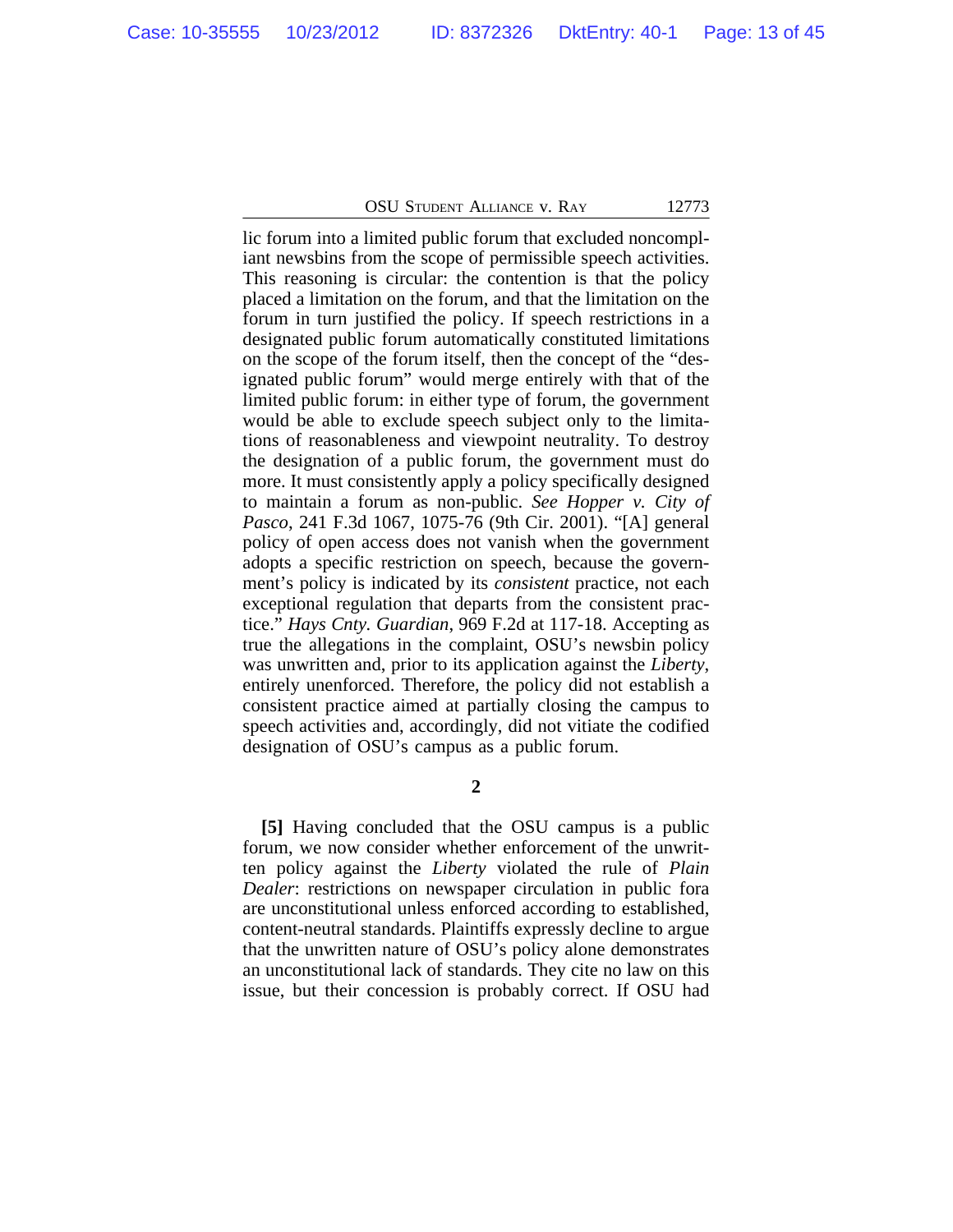lic forum into a limited public forum that excluded noncompliant newsbins from the scope of permissible speech activities. This reasoning is circular: the contention is that the policy placed a limitation on the forum, and that the limitation on the forum in turn justified the policy. If speech restrictions in a designated public forum automatically constituted limitations on the scope of the forum itself, then the concept of the "designated public forum" would merge entirely with that of the limited public forum: in either type of forum, the government would be able to exclude speech subject only to the limitations of reasonableness and viewpoint neutrality. To destroy the designation of a public forum, the government must do more. It must consistently apply a policy specifically designed to maintain a forum as non-public. *See Hopper v. City of Pasco*, 241 F.3d 1067, 1075-76 (9th Cir. 2001). "[A] general policy of open access does not vanish when the government adopts a specific restriction on speech, because the government's policy is indicated by its *consistent* practice, not each exceptional regulation that departs from the consistent practice." *Hays Cnty. Guardian*, 969 F.2d at 117-18. Accepting as true the allegations in the complaint, OSU's newsbin policy was unwritten and, prior to its application against the *Liberty*, entirely unenforced. Therefore, the policy did not establish a consistent practice aimed at partially closing the campus to speech activities and, accordingly, did not vitiate the codified designation of OSU's campus as a public forum.

**2**

**[5]** Having concluded that the OSU campus is a public forum, we now consider whether enforcement of the unwritten policy against the *Liberty* violated the rule of *Plain Dealer*: restrictions on newspaper circulation in public fora are unconstitutional unless enforced according to established, content-neutral standards. Plaintiffs expressly decline to argue that the unwritten nature of OSU's policy alone demonstrates an unconstitutional lack of standards. They cite no law on this issue, but their concession is probably correct. If OSU had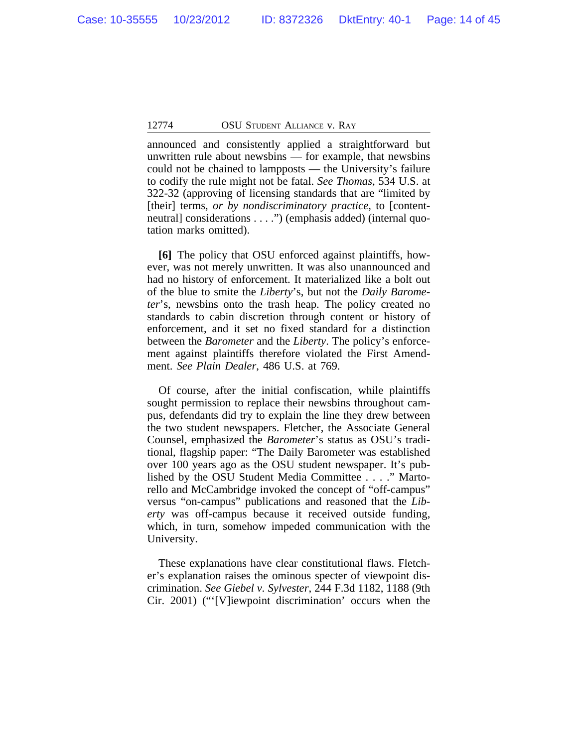announced and consistently applied a straightforward but unwritten rule about newsbins — for example, that newsbins could not be chained to lampposts — the University's failure to codify the rule might not be fatal. *See Thomas*, 534 U.S. at 322-32 (approving of licensing standards that are "limited by [their] terms, *or by nondiscriminatory practice*, to [content-neutral] considerations . . . .") (emphasis added) (internal quotation marks omitted).

**[6]** The policy that OSU enforced against plaintiffs, however, was not merely unwritten. It was also unannounced and had no history of enforcement. It materialized like a bolt out of the blue to smite the *Liberty*'s, but not the *Daily Barometer*'s, newsbins onto the trash heap. The policy created no standards to cabin discretion through content or history of enforcement, and it set no fixed standard for a distinction between the *Barometer* and the *Liberty*. The policy's enforcement against plaintiffs therefore violated the First Amendment. *See Plain Dealer*, 486 U.S. at 769.

Of course, after the initial confiscation, while plaintiffs sought permission to replace their newsbins throughout campus, defendants did try to explain the line they drew between the two student newspapers. Fletcher, the Associate General Counsel, emphasized the *Barometer*'s status as OSU's traditional, flagship paper: "The Daily Barometer was established over 100 years ago as the OSU student newspaper. It's published by the OSU Student Media Committee . . . ." Martorello and McCambridge invoked the concept of "off-campus" versus "on-campus" publications and reasoned that the *Liberty* was off-campus because it received outside funding, which, in turn, somehow impeded communication with the University.

These explanations have clear constitutional flaws. Fletcher's explanation raises the ominous specter of viewpoint discrimination. *See Giebel v. Sylvester*, 244 F.3d 1182, 1188 (9th Cir. 2001) ("'[V]iewpoint discrimination' occurs when the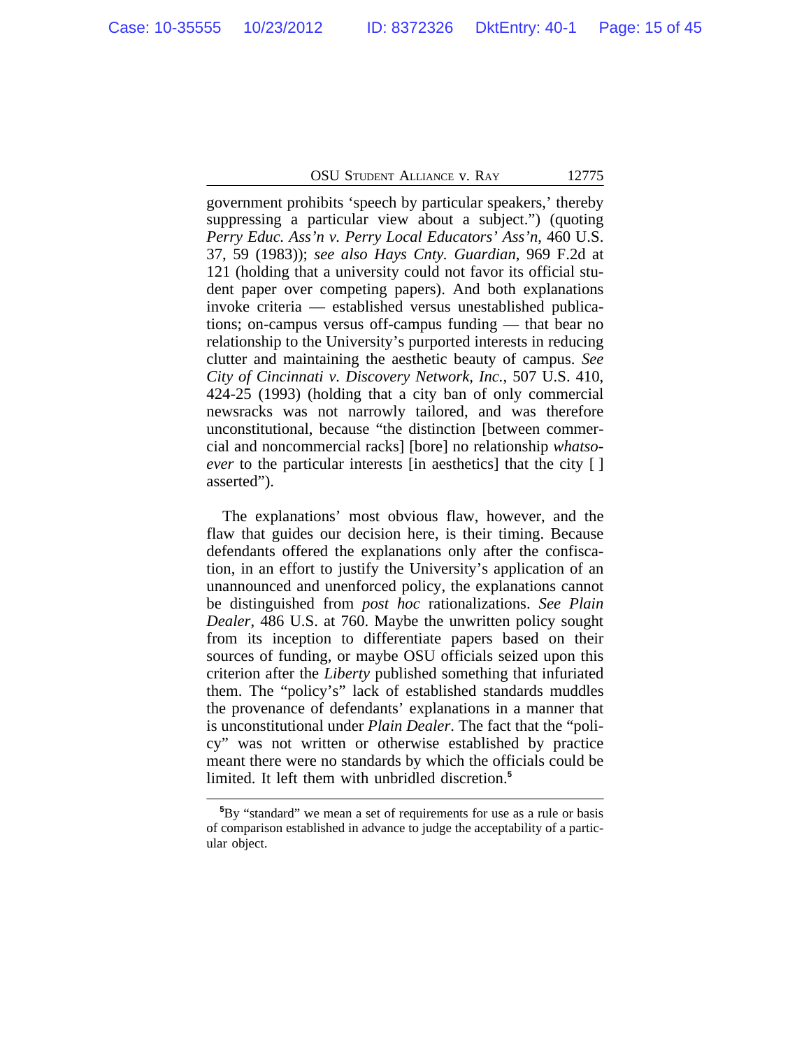government prohibits 'speech by particular speakers,' thereby suppressing a particular view about a subject.") (quoting *Perry Educ. Ass'n v. Perry Local Educators' Ass'n*, 460 U.S. 37, 59 (1983)); *see also Hays Cnty. Guardian*, 969 F.2d at 121 (holding that a university could not favor its official student paper over competing papers). And both explanations invoke criteria — established versus unestablished publications; on-campus versus off-campus funding — that bear no relationship to the University's purported interests in reducing clutter and maintaining the aesthetic beauty of campus. *See City of Cincinnati v. Discovery Network, Inc.*, 507 U.S. 410, 424-25 (1993) (holding that a city ban of only commercial newsracks was not narrowly tailored, and was therefore unconstitutional, because "the distinction [between commercial and noncommercial racks] [bore] no relationship *whatsoever* to the particular interests [in aesthetics] that the city [ ] asserted").

The explanations' most obvious flaw, however, and the flaw that guides our decision here, is their timing. Because defendants offered the explanations only after the confiscation, in an effort to justify the University's application of an unannounced and unenforced policy, the explanations cannot be distinguished from *post hoc* rationalizations. *See Plain Dealer*, 486 U.S. at 760. Maybe the unwritten policy sought from its inception to differentiate papers based on their sources of funding, or maybe OSU officials seized upon this criterion after the *Liberty* published something that infuriated them. The "policy's" lack of established standards muddles the provenance of defendants' explanations in a manner that is unconstitutional under *Plain Dealer*. The fact that the "policy" was not written or otherwise established by practice meant there were no standards by which the officials could be limited. It left them with unbridled discretion.[5]

[5]By "standard" we mean a set of requirements for use as a rule or basis of comparison established in advance to judge the acceptability of a particular object.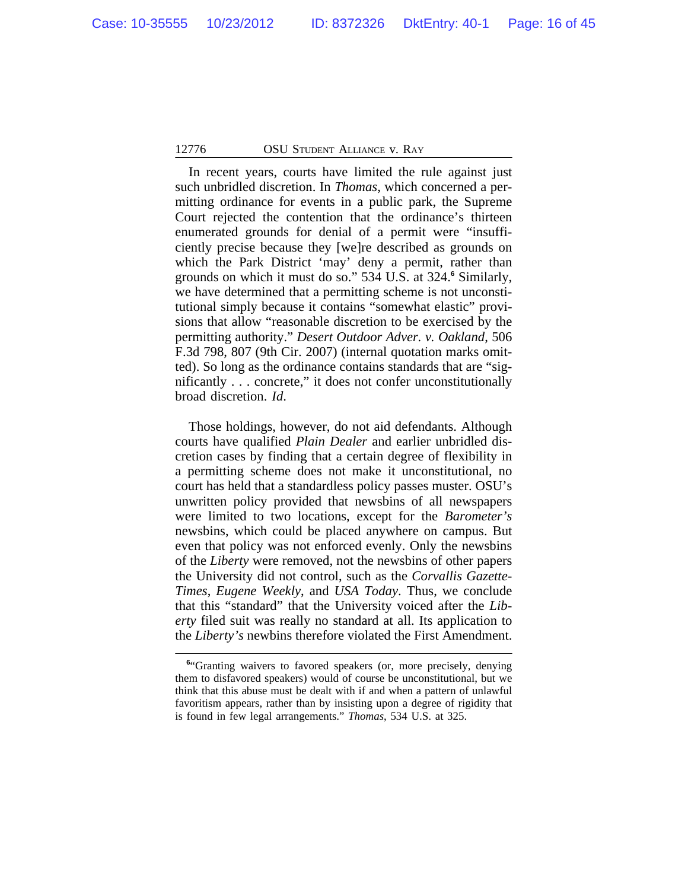In recent years, courts have limited the rule against just such unbridled discretion. In *Thomas*, which concerned a permitting ordinance for events in a public park, the Supreme Court rejected the contention that the ordinance's thirteen enumerated grounds for denial of a permit were "insufficiently precise because they [we]re described as grounds on which the Park District 'may' deny a permit, rather than grounds on which it must do so." 534 U.S. at 324.[6] Similarly, we have determined that a permitting scheme is not unconstitutional simply because it contains "somewhat elastic" provisions that allow "reasonable discretion to be exercised by the permitting authority." *Desert Outdoor Adver. v. Oakland*, 506 F.3d 798, 807 (9th Cir. 2007) (internal quotation marks omitted). So long as the ordinance contains standards that are "significantly . . . concrete," it does not confer unconstitutionally broad discretion. *Id.*

Those holdings, however, do not aid defendants. Although courts have qualified *Plain Dealer* and earlier unbridled discretion cases by finding that a certain degree of flexibility in a permitting scheme does not make it unconstitutional, no court has held that a standardless policy passes muster. OSU's unwritten policy provided that newsbins of all newspapers were limited to two locations, except for the *Barometer's* newsbins, which could be placed anywhere on campus. But even that policy was not enforced evenly. Only the newsbins of the *Liberty* were removed, not the newsbins of other papers the University did not control, such as the *Corvallis Gazette-Times*, *Eugene Weekly*, and *USA Today*. Thus, we conclude that this "standard" that the University voiced after the *Liberty* filed suit was really no standard at all. Its application to the *Liberty's* newbins therefore violated the First Amendment.

[6] "Granting waivers to favored speakers (or, more precisely, denying them to disfavored speakers) would of course be unconstitutional, but we think that this abuse must be dealt with if and when a pattern of unlawful favoritism appears, rather than by insisting upon a degree of rigidity that is found in few legal arrangements." *Thomas*, 534 U.S. at 325.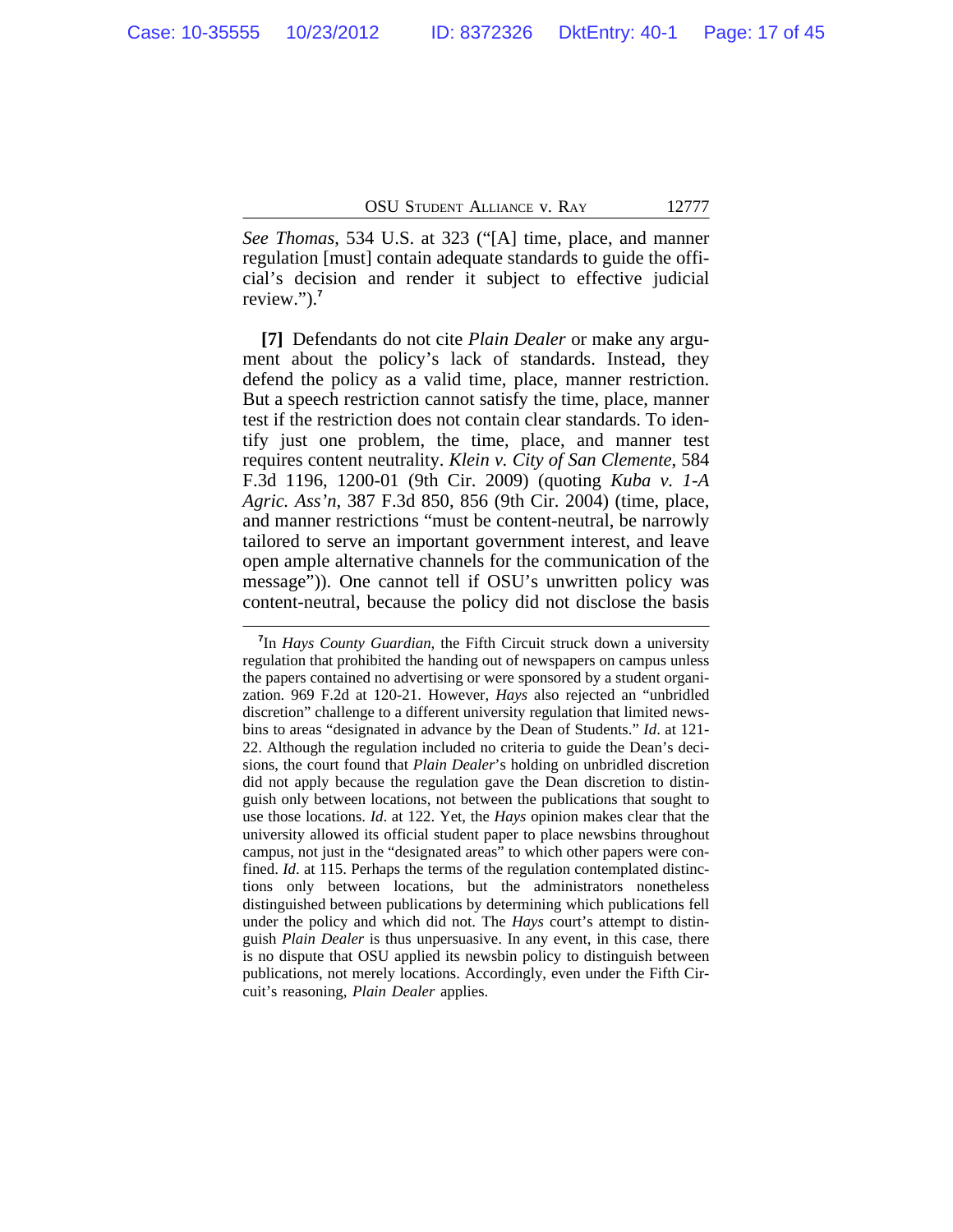*See Thomas*, 534 U.S. at 323 ("[A] time, place, and manner regulation [must] contain adequate standards to guide the official's decision and render it subject to effective judicial review.").[7]

**[7]** Defendants do not cite *Plain Dealer* or make any argument about the policy's lack of standards. Instead, they defend the policy as a valid time, place, manner restriction. But a speech restriction cannot satisfy the time, place, manner test if the restriction does not contain clear standards. To identify just one problem, the time, place, and manner test requires content neutrality. *Klein v. City of San Clemente*, 584 F.3d 1196, 1200-01 (9th Cir. 2009) (quoting *Kuba v. 1-A Agric. Ass'n*, 387 F.3d 850, 856 (9th Cir. 2004) (time, place, and manner restrictions "must be content-neutral, be narrowly tailored to serve an important government interest, and leave open ample alternative channels for the communication of the message")). One cannot tell if OSU's unwritten policy was content-neutral, because the policy did not disclose the basis

---

[7]In *Hays County Guardian*, the Fifth Circuit struck down a university regulation that prohibited the handing out of newspapers on campus unless the papers contained no advertising or were sponsored by a student organization. 969 F.2d at 120-21. However, *Hays* also rejected an "unbridled discretion" challenge to a different university regulation that limited newsbins to areas "designated in advance by the Dean of Students." *Id*. at 121-22. Although the regulation included no criteria to guide the Dean's decisions, the court found that *Plain Dealer*'s holding on unbridled discretion did not apply because the regulation gave the Dean discretion to distinguish only between locations, not between the publications that sought to use those locations. *Id*. at 122. Yet, the *Hays* opinion makes clear that the university allowed its official student paper to place newsbins throughout campus, not just in the "designated areas" to which other papers were confined. *Id*. at 115. Perhaps the terms of the regulation contemplated distinctions only between locations, but the administrators nonetheless distinguished between publications by determining which publications fell under the policy and which did not. The *Hays* court's attempt to distinguish *Plain Dealer* is thus unpersuasive. In any event, in this case, there is no dispute that OSU applied its newsbin policy to distinguish between publications, not merely locations. Accordingly, even under the Fifth Circuit's reasoning, *Plain Dealer* applies.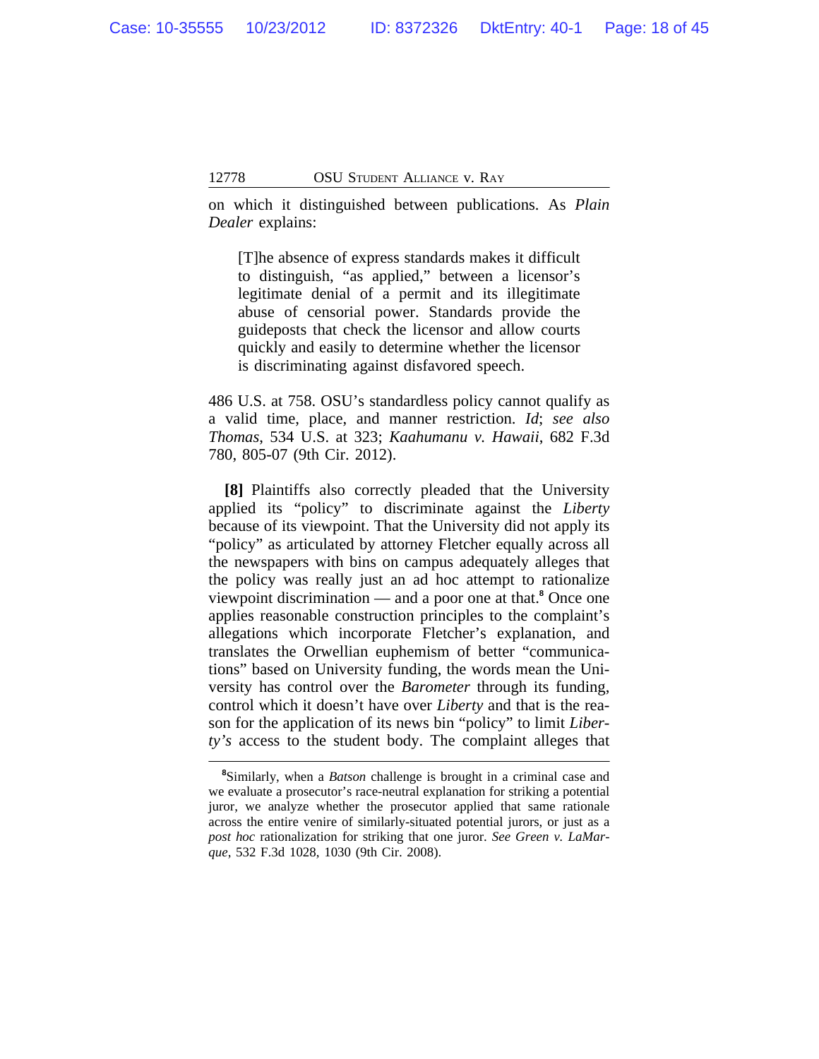on which it distinguished between publications. As *Plain Dealer* explains:

> [T]he absence of express standards makes it difficult to distinguish, "as applied," between a licensor's legitimate denial of a permit and its illegitimate abuse of censorial power. Standards provide the guideposts that check the licensor and allow courts quickly and easily to determine whether the licensor is discriminating against disfavored speech.

486 U.S. at 758. OSU's standardless policy cannot qualify as a valid time, place, and manner restriction. *Id*; *see also Thomas*, 534 U.S. at 323; *Kaahumanu v. Hawaii*, 682 F.3d 780, 805-07 (9th Cir. 2012).

**[8]** Plaintiffs also correctly pleaded that the University applied its "policy" to discriminate against the *Liberty* because of its viewpoint. That the University did not apply its "policy" as articulated by attorney Fletcher equally across all the newspapers with bins on campus adequately alleges that the policy was really just an ad hoc attempt to rationalize viewpoint discrimination — and a poor one at that.[8] Once one applies reasonable construction principles to the complaint's allegations which incorporate Fletcher's explanation, and translates the Orwellian euphemism of better "communications" based on University funding, the words mean the University has control over the *Barometer* through its funding, control which it doesn't have over *Liberty* and that is the reason for the application of its news bin "policy" to limit *Liberty's* access to the student body. The complaint alleges that

---

[8]Similarly, when a *Batson* challenge is brought in a criminal case and we evaluate a prosecutor's race-neutral explanation for striking a potential juror, we analyze whether the prosecutor applied that same rationale across the entire venire of similarly-situated potential jurors, or just as a *post hoc* rationalization for striking that one juror. *See Green v. LaMarque*, 532 F.3d 1028, 1030 (9th Cir. 2008).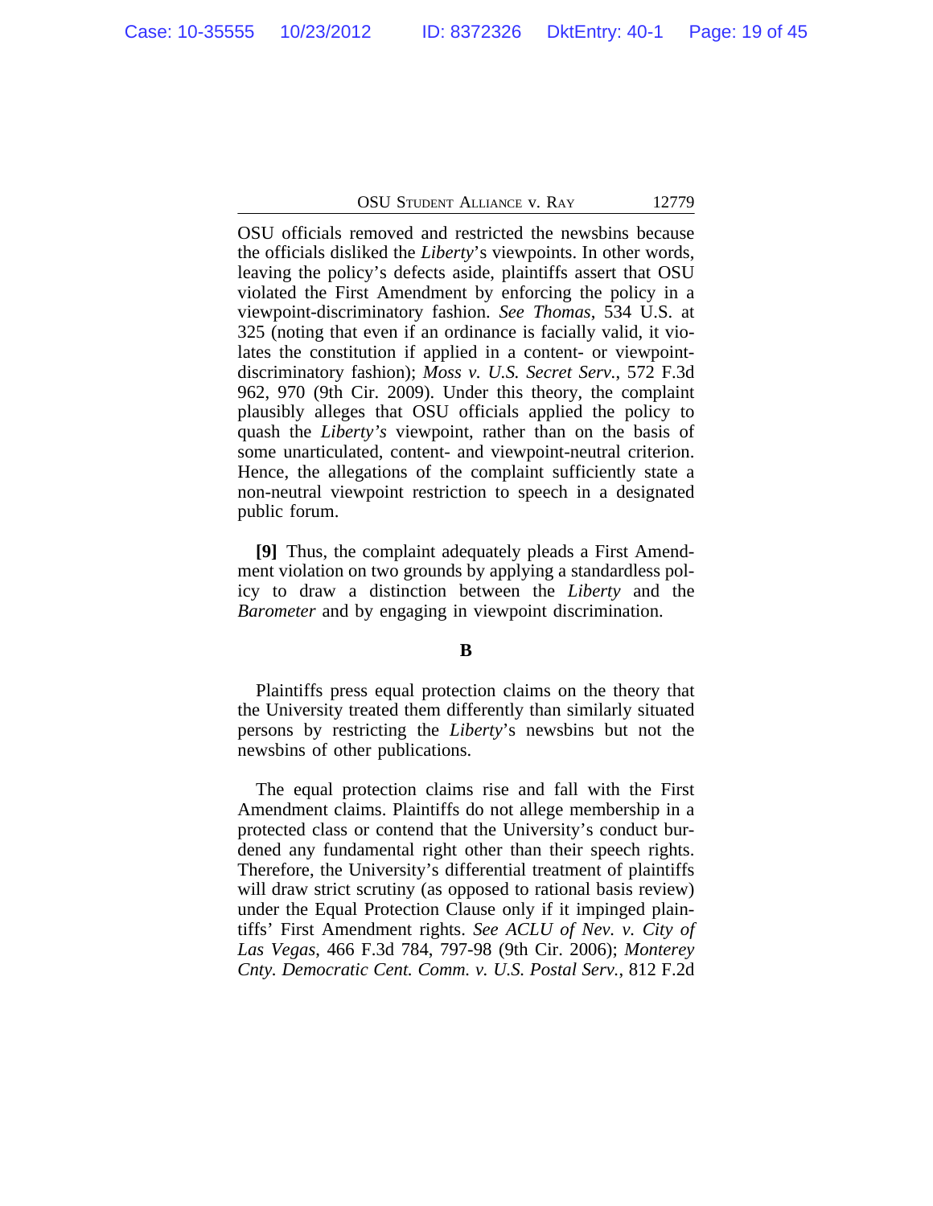OSU officials removed and restricted the newsbins because the officials disliked the *Liberty*'s viewpoints. In other words, leaving the policy's defects aside, plaintiffs assert that OSU violated the First Amendment by enforcing the policy in a viewpoint-discriminatory fashion. *See Thomas*, 534 U.S. at 325 (noting that even if an ordinance is facially valid, it violates the constitution if applied in a content- or viewpoint-discriminatory fashion); *Moss v. U.S. Secret Serv.*, 572 F.3d 962, 970 (9th Cir. 2009). Under this theory, the complaint plausibly alleges that OSU officials applied the policy to quash the *Liberty's* viewpoint, rather than on the basis of some unarticulated, content- and viewpoint-neutral criterion. Hence, the allegations of the complaint sufficiently state a non-neutral viewpoint restriction to speech in a designated public forum.

**[9]** Thus, the complaint adequately pleads a First Amendment violation on two grounds by applying a standardless policy to draw a distinction between the *Liberty* and the *Barometer* and by engaging in viewpoint discrimination.

### B

Plaintiffs press equal protection claims on the theory that the University treated them differently than similarly situated persons by restricting the *Liberty*'s newsbins but not the newsbins of other publications.

The equal protection claims rise and fall with the First Amendment claims. Plaintiffs do not allege membership in a protected class or contend that the University's conduct burdened any fundamental right other than their speech rights. Therefore, the University's differential treatment of plaintiffs will draw strict scrutiny (as opposed to rational basis review) under the Equal Protection Clause only if it impinged plaintiffs' First Amendment rights. *See ACLU of Nev. v. City of Las Vegas*, 466 F.3d 784, 797-98 (9th Cir. 2006); *Monterey Cnty. Democratic Cent. Comm. v. U.S. Postal Serv.*, 812 F.2d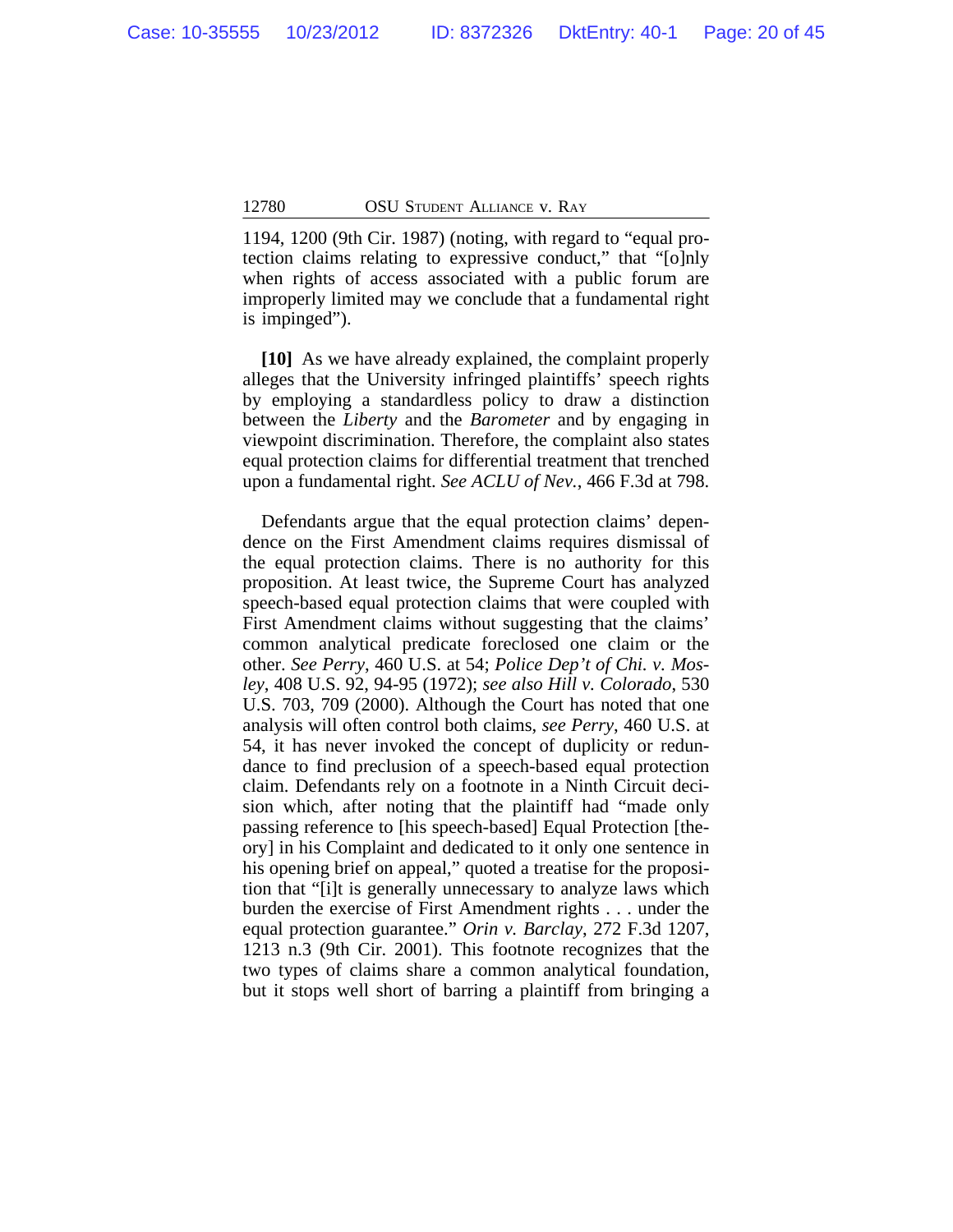1194, 1200 (9th Cir. 1987) (noting, with regard to "equal protection claims relating to expressive conduct," that "[o]nly when rights of access associated with a public forum are improperly limited may we conclude that a fundamental right is impinged").

**[10]** As we have already explained, the complaint properly alleges that the University infringed plaintiffs' speech rights by employing a standardless policy to draw a distinction between the *Liberty* and the *Barometer* and by engaging in viewpoint discrimination. Therefore, the complaint also states equal protection claims for differential treatment that trenched upon a fundamental right. *See ACLU of Nev.*, 466 F.3d at 798.

Defendants argue that the equal protection claims' dependence on the First Amendment claims requires dismissal of the equal protection claims. There is no authority for this proposition. At least twice, the Supreme Court has analyzed speech-based equal protection claims that were coupled with First Amendment claims without suggesting that the claims' common analytical predicate foreclosed one claim or the other. *See Perry*, 460 U.S. at 54; *Police Dep't of Chi. v. Mosley*, 408 U.S. 92, 94-95 (1972); *see also Hill v. Colorado*, 530 U.S. 703, 709 (2000). Although the Court has noted that one analysis will often control both claims, *see Perry*, 460 U.S. at 54, it has never invoked the concept of duplicity or redundance to find preclusion of a speech-based equal protection claim. Defendants rely on a footnote in a Ninth Circuit decision which, after noting that the plaintiff had "made only passing reference to [his speech-based] Equal Protection [theory] in his Complaint and dedicated to it only one sentence in his opening brief on appeal," quoted a treatise for the proposition that "[i]t is generally unnecessary to analyze laws which burden the exercise of First Amendment rights . . . under the equal protection guarantee." *Orin v. Barclay*, 272 F.3d 1207, 1213 n.3 (9th Cir. 2001). This footnote recognizes that the two types of claims share a common analytical foundation, but it stops well short of barring a plaintiff from bringing a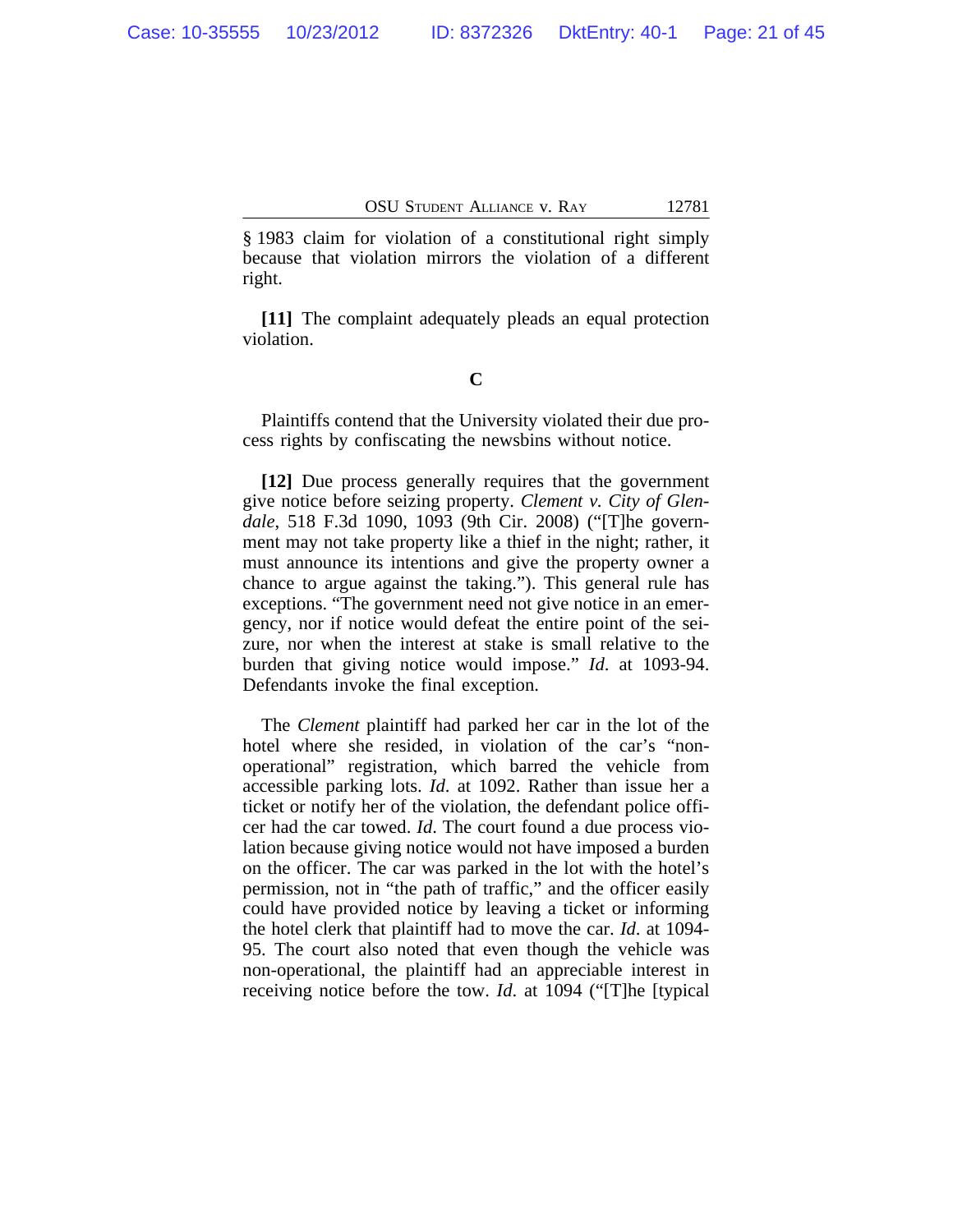§ 1983 claim for violation of a constitutional right simply because that violation mirrors the violation of a different right.

**[11]** The complaint adequately pleads an equal protection violation.

### C

Plaintiffs contend that the University violated their due process rights by confiscating the newsbins without notice.

**[12]** Due process generally requires that the government give notice before seizing property. *Clement v. City of Glendale*, 518 F.3d 1090, 1093 (9th Cir. 2008) ("[T]he government may not take property like a thief in the night; rather, it must announce its intentions and give the property owner a chance to argue against the taking."). This general rule has exceptions. "The government need not give notice in an emergency, nor if notice would defeat the entire point of the seizure, nor when the interest at stake is small relative to the burden that giving notice would impose." *Id*. at 1093-94. Defendants invoke the final exception.

The *Clement* plaintiff had parked her car in the lot of the hotel where she resided, in violation of the car's "non-operational" registration, which barred the vehicle from accessible parking lots. *Id*. at 1092. Rather than issue her a ticket or notify her of the violation, the defendant police officer had the car towed. *Id*. The court found a due process violation because giving notice would not have imposed a burden on the officer. The car was parked in the lot with the hotel's permission, not in "the path of traffic," and the officer easily could have provided notice by leaving a ticket or informing the hotel clerk that plaintiff had to move the car. *Id*. at 1094-95. The court also noted that even though the vehicle was non-operational, the plaintiff had an appreciable interest in receiving notice before the tow. *Id*. at 1094 ("[T]he [typical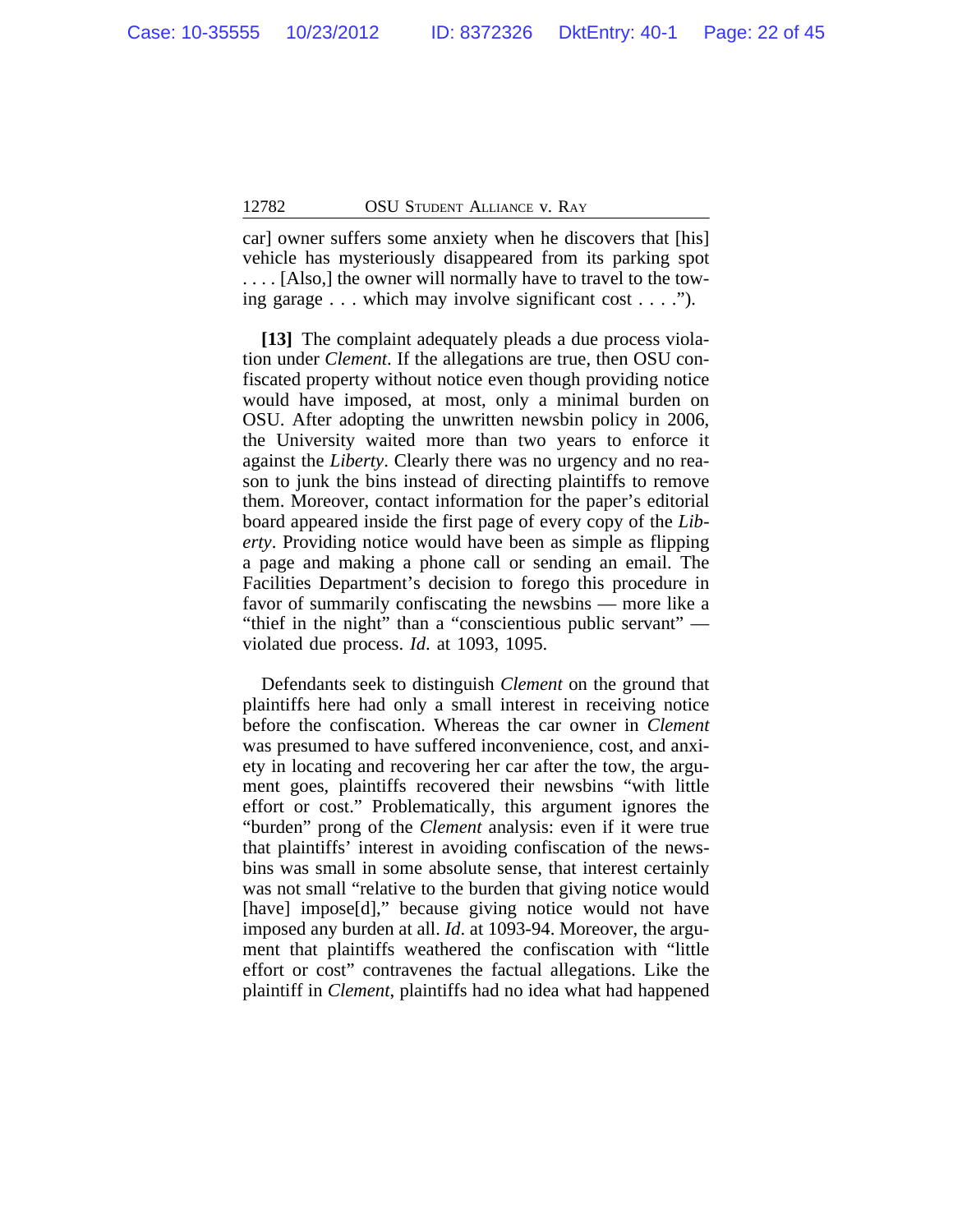car] owner suffers some anxiety when he discovers that [his] vehicle has mysteriously disappeared from its parking spot . . . . [Also,] the owner will normally have to travel to the towing garage . . . which may involve significant cost . . . .").

**[13]** The complaint adequately pleads a due process violation under *Clement*. If the allegations are true, then OSU confiscated property without notice even though providing notice would have imposed, at most, only a minimal burden on OSU. After adopting the unwritten newsbin policy in 2006, the University waited more than two years to enforce it against the *Liberty*. Clearly there was no urgency and no reason to junk the bins instead of directing plaintiffs to remove them. Moreover, contact information for the paper's editorial board appeared inside the first page of every copy of the *Liberty*. Providing notice would have been as simple as flipping a page and making a phone call or sending an email. The Facilities Department's decision to forego this procedure in favor of summarily confiscating the newsbins — more like a "thief in the night" than a "conscientious public servant" — violated due process. *Id.* at 1093, 1095.

Defendants seek to distinguish *Clement* on the ground that plaintiffs here had only a small interest in receiving notice before the confiscation. Whereas the car owner in *Clement* was presumed to have suffered inconvenience, cost, and anxiety in locating and recovering her car after the tow, the argument goes, plaintiffs recovered their newsbins "with little effort or cost." Problematically, this argument ignores the "burden" prong of the *Clement* analysis: even if it were true that plaintiffs' interest in avoiding confiscation of the newsbins was small in some absolute sense, that interest certainly was not small "relative to the burden that giving notice would [have] impose[d]," because giving notice would not have imposed any burden at all. *Id*. at 1093-94. Moreover, the argument that plaintiffs weathered the confiscation with "little effort or cost" contravenes the factual allegations. Like the plaintiff in *Clement*, plaintiffs had no idea what had happened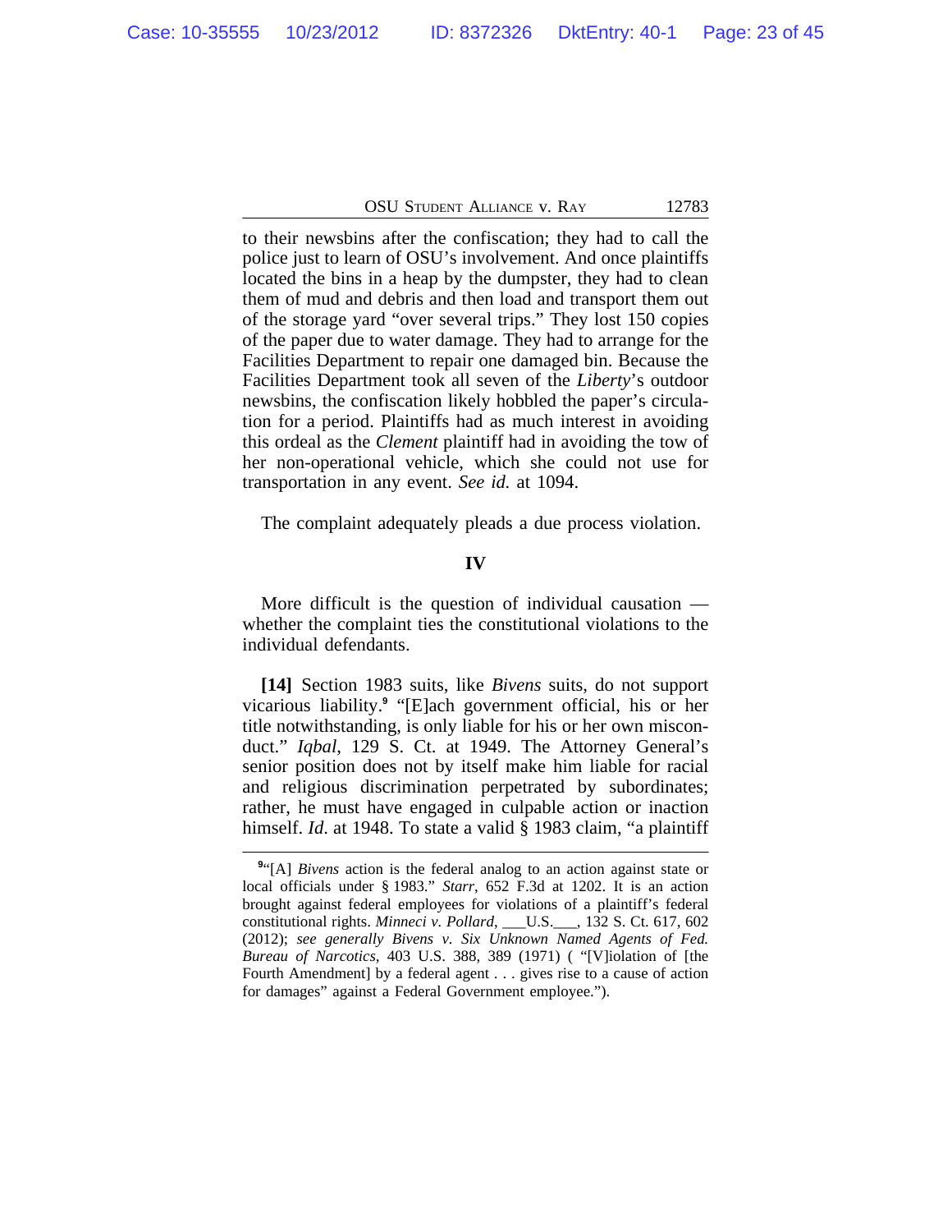to their newsbins after the confiscation; they had to call the police just to learn of OSU's involvement. And once plaintiffs located the bins in a heap by the dumpster, they had to clean them of mud and debris and then load and transport them out of the storage yard "over several trips." They lost 150 copies of the paper due to water damage. They had to arrange for the Facilities Department to repair one damaged bin. Because the Facilities Department took all seven of the *Liberty*'s outdoor newsbins, the confiscation likely hobbled the paper's circulation for a period. Plaintiffs had as much interest in avoiding this ordeal as the *Clement* plaintiff had in avoiding the tow of her non-operational vehicle, which she could not use for transportation in any event. *See id.* at 1094.

The complaint adequately pleads a due process violation.

## IV

More difficult is the question of individual causation — whether the complaint ties the constitutional violations to the individual defendants.

**[14]** Section 1983 suits, like *Bivens* suits, do not support vicarious liability.[9] "[E]ach government official, his or her title notwithstanding, is only liable for his or her own misconduct." *Iqbal*, 129 S. Ct. at 1949. The Attorney General's senior position does not by itself make him liable for racial and religious discrimination perpetrated by subordinates; rather, he must have engaged in culpable action or inaction himself. *Id.* at 1948. To state a valid § 1983 claim, "a plaintiff

---

[9] "[A] *Bivens* action is the federal analog to an action against state or local officials under § 1983." *Starr*, 652 F.3d at 1202. It is an action brought against federal employees for violations of a plaintiff's federal constitutional rights. *Minneci v. Pollard*, ___U.S.___, 132 S. Ct. 617, 602 (2012); *see generally Bivens v. Six Unknown Named Agents of Fed. Bureau of Narcotics*, 403 U.S. 388, 389 (1971) ( "[V]iolation of [the Fourth Amendment] by a federal agent . . . gives rise to a cause of action for damages" against a Federal Government employee.").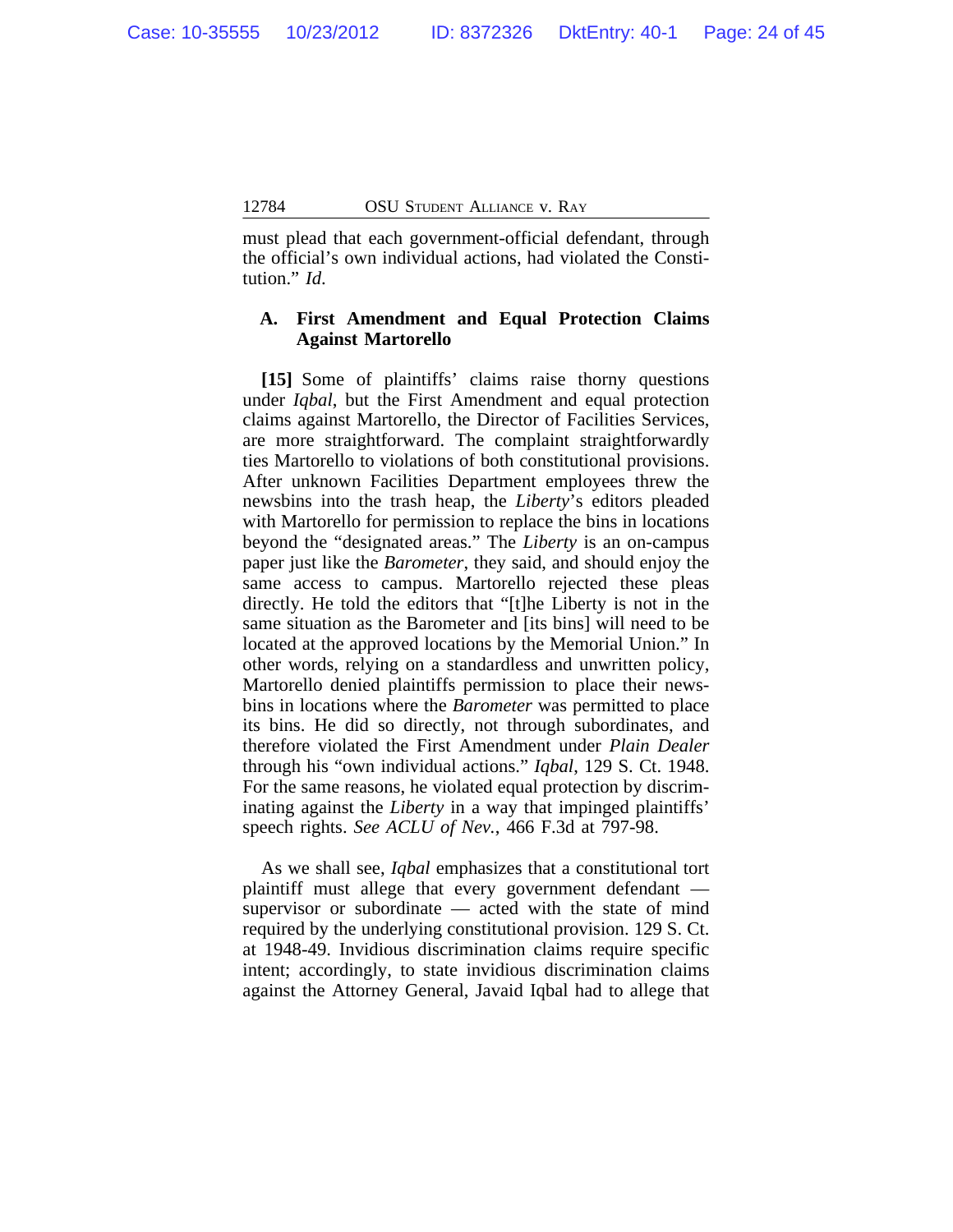must plead that each government-official defendant, through the official's own individual actions, had violated the Constitution." *Id.*

### A. First Amendment and Equal Protection Claims Against Martorello

**[15]** Some of plaintiffs' claims raise thorny questions under *Iqbal*, but the First Amendment and equal protection claims against Martorello, the Director of Facilities Services, are more straightforward. The complaint straightforwardly ties Martorello to violations of both constitutional provisions. After unknown Facilities Department employees threw the newsbins into the trash heap, the *Liberty*'s editors pleaded with Martorello for permission to replace the bins in locations beyond the "designated areas." The *Liberty* is an on-campus paper just like the *Barometer*, they said, and should enjoy the same access to campus. Martorello rejected these pleas directly. He told the editors that "[t]he Liberty is not in the same situation as the Barometer and [its bins] will need to be located at the approved locations by the Memorial Union." In other words, relying on a standardless and unwritten policy, Martorello denied plaintiffs permission to place their newsbins in locations where the *Barometer* was permitted to place its bins. He did so directly, not through subordinates, and therefore violated the First Amendment under *Plain Dealer* through his "own individual actions." *Iqbal*, 129 S. Ct. 1948. For the same reasons, he violated equal protection by discriminating against the *Liberty* in a way that impinged plaintiffs' speech rights. *See ACLU of Nev.*, 466 F.3d at 797-98.

As we shall see, *Iqbal* emphasizes that a constitutional tort plaintiff must allege that every government defendant — supervisor or subordinate — acted with the state of mind required by the underlying constitutional provision. 129 S. Ct. at 1948-49. Invidious discrimination claims require specific intent; accordingly, to state invidious discrimination claims against the Attorney General, Javaid Iqbal had to allege that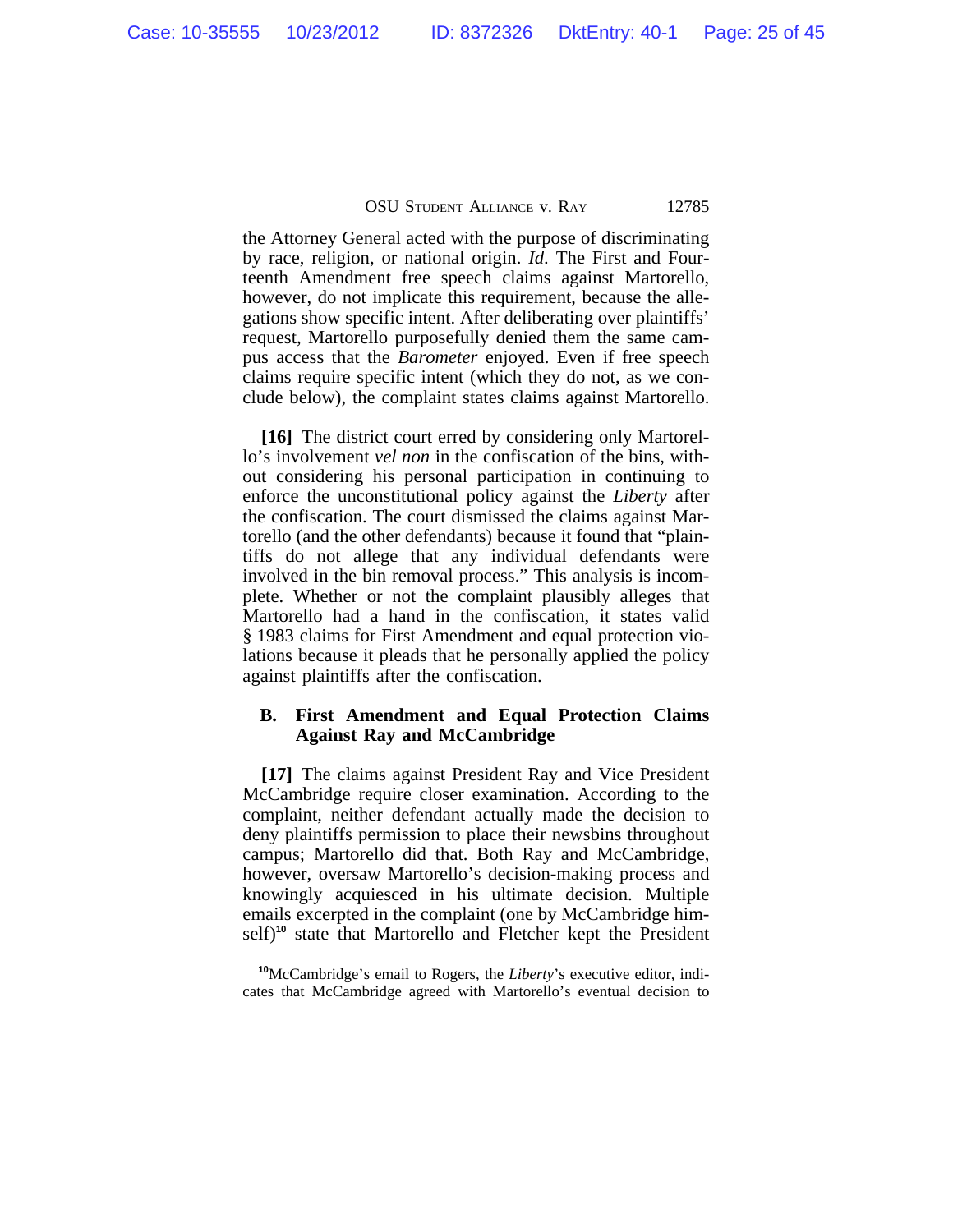the Attorney General acted with the purpose of discriminating by race, religion, or national origin. *Id.* The First and Fourteenth Amendment free speech claims against Martorello, however, do not implicate this requirement, because the allegations show specific intent. After deliberating over plaintiffs' request, Martorello purposefully denied them the same campus access that the *Barometer* enjoyed. Even if free speech claims require specific intent (which they do not, as we conclude below), the complaint states claims against Martorello.

**[16]** The district court erred by considering only Martorello's involvement *vel non* in the confiscation of the bins, without considering his personal participation in continuing to enforce the unconstitutional policy against the *Liberty* after the confiscation. The court dismissed the claims against Martorello (and the other defendants) because it found that "plaintiffs do not allege that any individual defendants were involved in the bin removal process." This analysis is incomplete. Whether or not the complaint plausibly alleges that Martorello had a hand in the confiscation, it states valid § 1983 claims for First Amendment and equal protection violations because it pleads that he personally applied the policy against plaintiffs after the confiscation.

### B. First Amendment and Equal Protection Claims Against Ray and McCambridge

**[17]** The claims against President Ray and Vice President McCambridge require closer examination. According to the complaint, neither defendant actually made the decision to deny plaintiffs permission to place their newsbins throughout campus; Martorello did that. Both Ray and McCambridge, however, oversaw Martorello's decision-making process and knowingly acquiesced in his ultimate decision. Multiple emails excerpted in the complaint (one by McCambridge himself)[10] state that Martorello and Fletcher kept the President

---

[10]McCambridge's email to Rogers, the *Liberty*'s executive editor, indicates that McCambridge agreed with Martorello's eventual decision to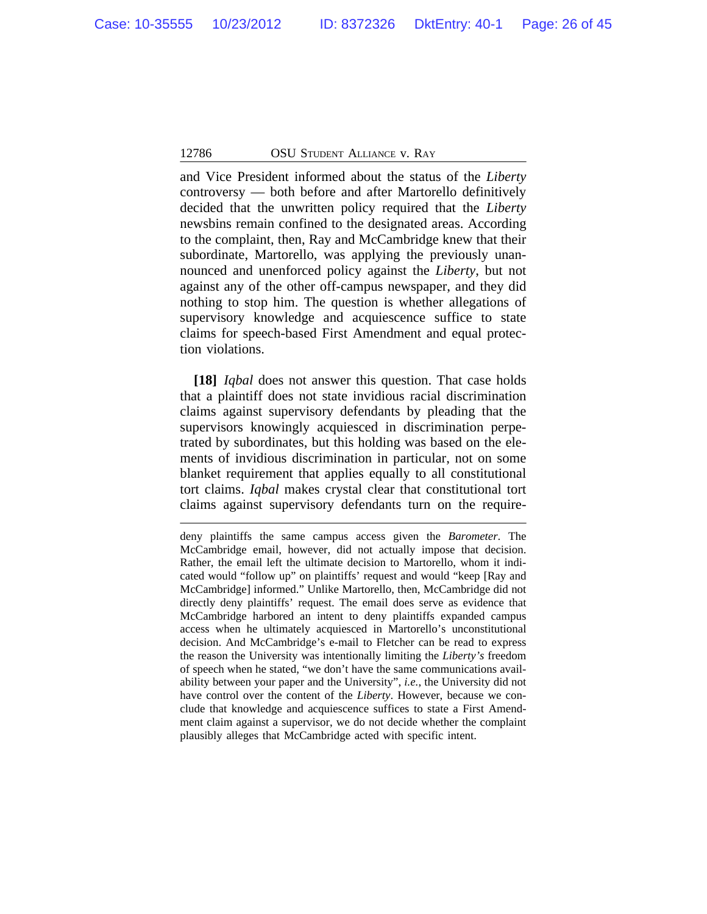and Vice President informed about the status of the *Liberty* controversy — both before and after Martorello definitively decided that the unwritten policy required that the *Liberty* newsbins remain confined to the designated areas. According to the complaint, then, Ray and McCambridge knew that their subordinate, Martorello, was applying the previously unannounced and unenforced policy against the *Liberty*, but not against any of the other off-campus newspaper, and they did nothing to stop him. The question is whether allegations of supervisory knowledge and acquiescence suffice to state claims for speech-based First Amendment and equal protection violations.

**[18]** *Iqbal* does not answer this question. That case holds that a plaintiff does not state invidious racial discrimination claims against supervisory defendants by pleading that the supervisors knowingly acquiesced in discrimination perpetrated by subordinates, but this holding was based on the elements of invidious discrimination in particular, not on some blanket requirement that applies equally to all constitutional tort claims. *Iqbal* makes crystal clear that constitutional tort claims against supervisory defendants turn on the require-

---

deny plaintiffs the same campus access given the *Barometer*. The McCambridge email, however, did not actually impose that decision. Rather, the email left the ultimate decision to Martorello, whom it indicated would "follow up" on plaintiffs' request and would "keep [Ray and McCambridge] informed." Unlike Martorello, then, McCambridge did not directly deny plaintiffs' request. The email does serve as evidence that McCambridge harbored an intent to deny plaintiffs expanded campus access when he ultimately acquiesced in Martorello's unconstitutional decision. And McCambridge's e-mail to Fletcher can be read to express the reason the University was intentionally limiting the *Liberty's* freedom of speech when he stated, "we don't have the same communications availability between your paper and the University", *i.e.*, the University did not have control over the content of the *Liberty*. However, because we conclude that knowledge and acquiescence suffices to state a First Amendment claim against a supervisor, we do not decide whether the complaint plausibly alleges that McCambridge acted with specific intent.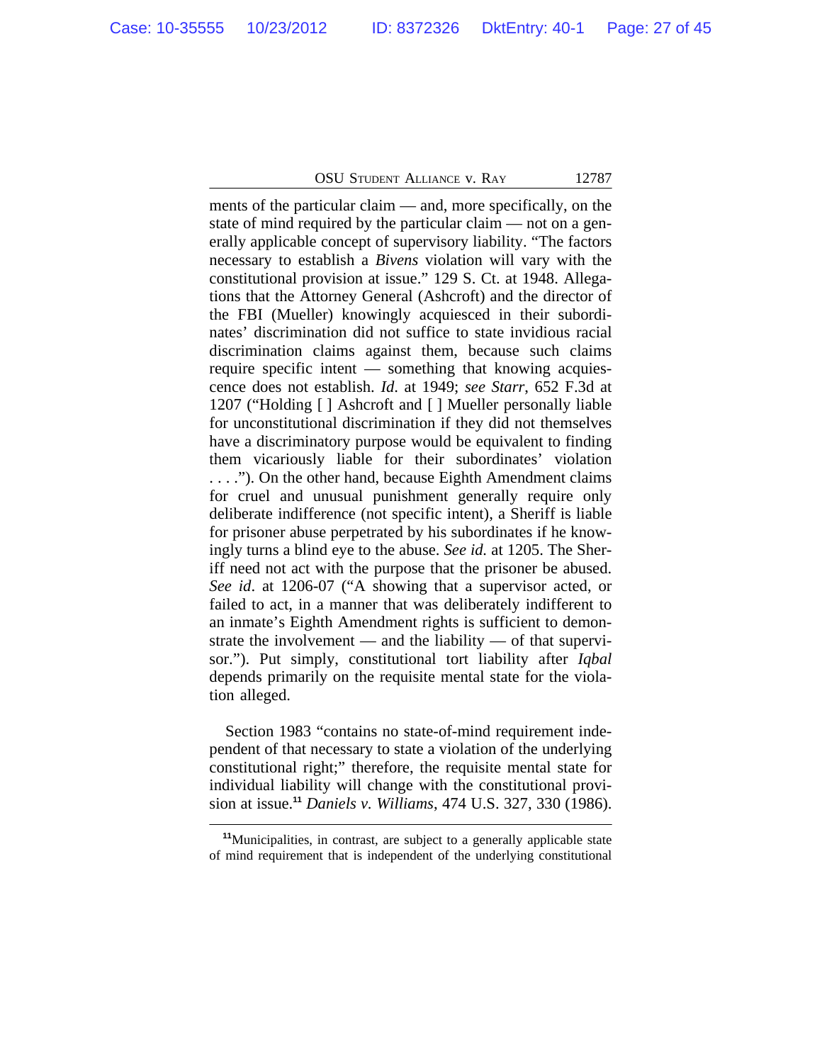ments of the particular claim — and, more specifically, on the state of mind required by the particular claim — not on a generally applicable concept of supervisory liability. "The factors necessary to establish a *Bivens* violation will vary with the constitutional provision at issue." 129 S. Ct. at 1948. Allegations that the Attorney General (Ashcroft) and the director of the FBI (Mueller) knowingly acquiesced in their subordinates' discrimination did not suffice to state invidious racial discrimination claims against them, because such claims require specific intent — something that knowing acquiescence does not establish. *Id.* at 1949; *see Starr*, 652 F.3d at 1207 ("Holding [ ] Ashcroft and [ ] Mueller personally liable for unconstitutional discrimination if they did not themselves have a discriminatory purpose would be equivalent to finding them vicariously liable for their subordinates' violation . . . ."). On the other hand, because Eighth Amendment claims for cruel and unusual punishment generally require only deliberate indifference (not specific intent), a Sheriff is liable for prisoner abuse perpetrated by his subordinates if he knowingly turns a blind eye to the abuse. *See id.* at 1205. The Sheriff need not act with the purpose that the prisoner be abused. *See id*. at 1206-07 ("A showing that a supervisor acted, or failed to act, in a manner that was deliberately indifferent to an inmate's Eighth Amendment rights is sufficient to demonstrate the involvement — and the liability — of that supervisor."). Put simply, constitutional tort liability after *Iqbal* depends primarily on the requisite mental state for the violation alleged.

Section 1983 "contains no state-of-mind requirement independent of that necessary to state a violation of the underlying constitutional right;" therefore, the requisite mental state for individual liability will change with the constitutional provision at issue.[11] *Daniels v. Williams*, 474 U.S. 327, 330 (1986).

[11]Municipalities, in contrast, are subject to a generally applicable state of mind requirement that is independent of the underlying constitutional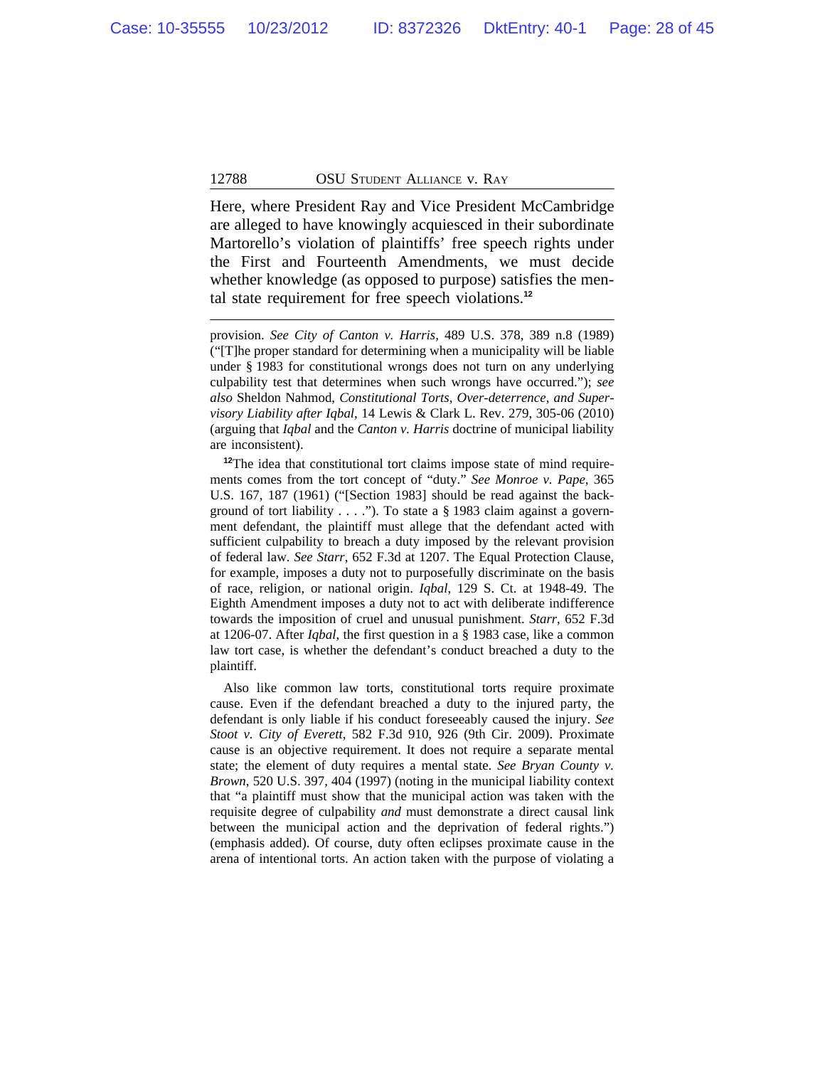Here, where President Ray and Vice President McCambridge are alleged to have knowingly acquiesced in their subordinate Martorello's violation of plaintiffs' free speech rights under the First and Fourteenth Amendments, we must decide whether knowledge (as opposed to purpose) satisfies the mental state requirement for free speech violations.[12]

---

provision. *See City of Canton v. Harris*, 489 U.S. 378, 389 n.8 (1989) ("[T]he proper standard for determining when a municipality will be liable under § 1983 for constitutional wrongs does not turn on any underlying culpability test that determines when such wrongs have occurred."); *see also* Sheldon Nahmod, *Constitutional Torts, Over-deterrence, and Supervisory Liability after Iqbal*, 14 Lewis & Clark L. Rev. 279, 305-06 (2010) (arguing that *Iqbal* and the *Canton v. Harris* doctrine of municipal liability are inconsistent).

[12]The idea that constitutional tort claims impose state of mind requirements comes from the tort concept of "duty." *See Monroe v. Pape*, 365 U.S. 167, 187 (1961) ("[Section 1983] should be read against the background of tort liability . . . ."). To state a § 1983 claim against a government defendant, the plaintiff must allege that the defendant acted with sufficient culpability to breach a duty imposed by the relevant provision of federal law. *See Starr*, 652 F.3d at 1207. The Equal Protection Clause, for example, imposes a duty not to purposefully discriminate on the basis of race, religion, or national origin. *Iqbal*, 129 S. Ct. at 1948-49. The Eighth Amendment imposes a duty not to act with deliberate indifference towards the imposition of cruel and unusual punishment. *Starr*, 652 F.3d at 1206-07. After *Iqbal*, the first question in a § 1983 case, like a common law tort case, is whether the defendant's conduct breached a duty to the plaintiff.

Also like common law torts, constitutional torts require proximate cause. Even if the defendant breached a duty to the injured party, the defendant is only liable if his conduct foreseeably caused the injury. *See Stoot v. City of Everett*, 582 F.3d 910, 926 (9th Cir. 2009). Proximate cause is an objective requirement. It does not require a separate mental state; the element of duty requires a mental state. *See Bryan County v. Brown*, 520 U.S. 397, 404 (1997) (noting in the municipal liability context that "a plaintiff must show that the municipal action was taken with the requisite degree of culpability *and* must demonstrate a direct causal link between the municipal action and the deprivation of federal rights.") (emphasis added). Of course, duty often eclipses proximate cause in the arena of intentional torts. An action taken with the purpose of violating a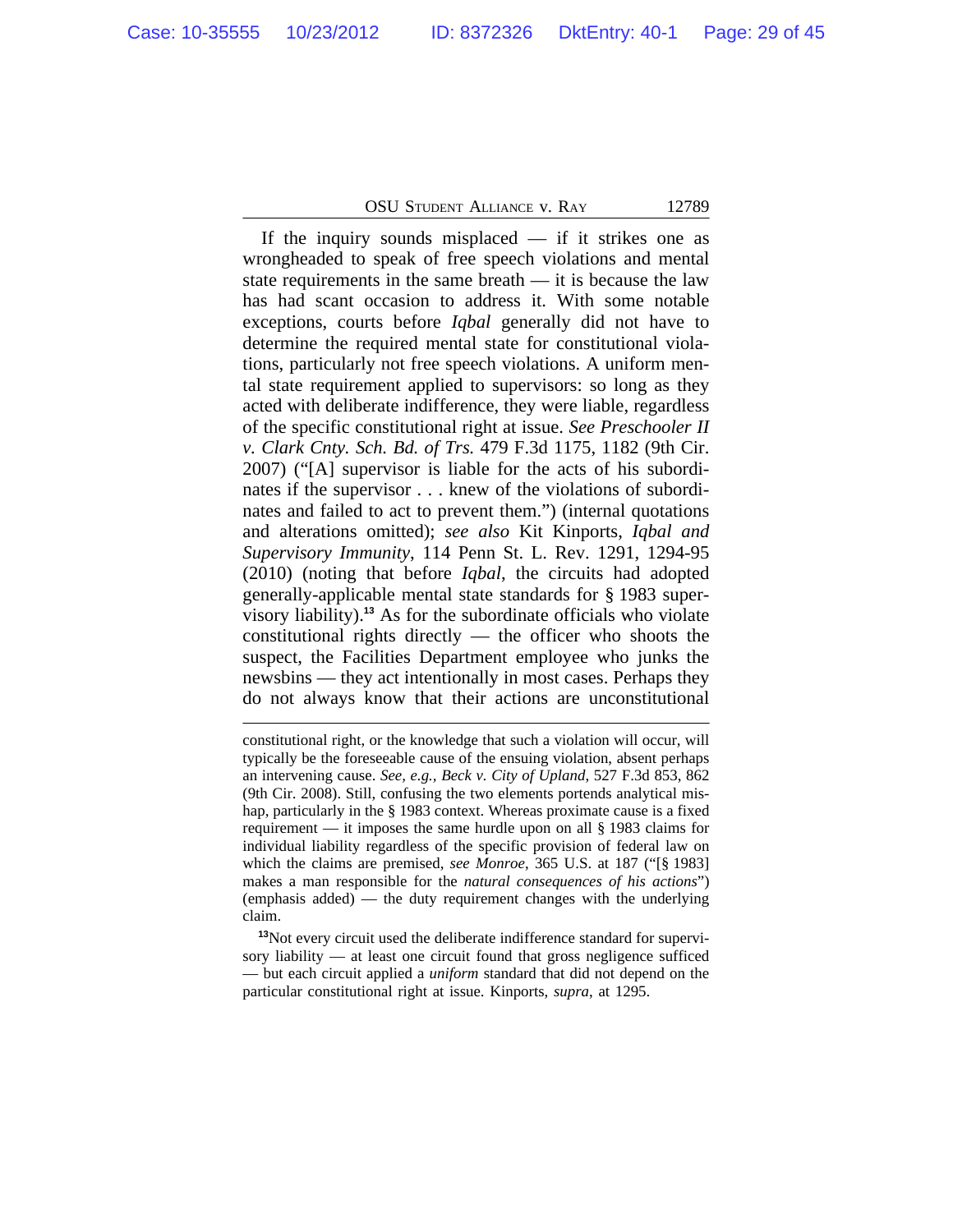If the inquiry sounds misplaced — if it strikes one as wrongheaded to speak of free speech violations and mental state requirements in the same breath — it is because the law has had scant occasion to address it. With some notable exceptions, courts before *Iqbal* generally did not have to determine the required mental state for constitutional violations, particularly not free speech violations. A uniform mental state requirement applied to supervisors: so long as they acted with deliberate indifference, they were liable, regardless of the specific constitutional right at issue. *See Preschooler II v. Clark Cnty. Sch. Bd. of Trs.* 479 F.3d 1175, 1182 (9th Cir. 2007) ("[A] supervisor is liable for the acts of his subordinates if the supervisor . . . knew of the violations of subordinates and failed to act to prevent them.") (internal quotations and alterations omitted); *see also* Kit Kinports, *Iqbal and Supervisory Immunity*, 114 Penn St. L. Rev. 1291, 1294-95 (2010) (noting that before *Iqbal*, the circuits had adopted generally-applicable mental state standards for § 1983 supervisory liability).[13] As for the subordinate officials who violate constitutional rights directly — the officer who shoots the suspect, the Facilities Department employee who junks the newsbins — they act intentionally in most cases. Perhaps they do not always know that their actions are unconstitutional

---

constitutional right, or the knowledge that such a violation will occur, will typically be the foreseeable cause of the ensuing violation, absent perhaps an intervening cause. *See, e.g.*, *Beck v. City of Upland*, 527 F.3d 853, 862 (9th Cir. 2008). Still, confusing the two elements portends analytical mishap, particularly in the § 1983 context. Whereas proximate cause is a fixed requirement — it imposes the same hurdle upon on all § 1983 claims for individual liability regardless of the specific provision of federal law on which the claims are premised, *see Monroe*, 365 U.S. at 187 ("[§ 1983] makes a man responsible for the *natural consequences of his actions*") (emphasis added) — the duty requirement changes with the underlying claim.

[13] Not every circuit used the deliberate indifference standard for supervisory liability — at least one circuit found that gross negligence sufficed — but each circuit applied a *uniform* standard that did not depend on the particular constitutional right at issue. Kinports, *supra*, at 1295.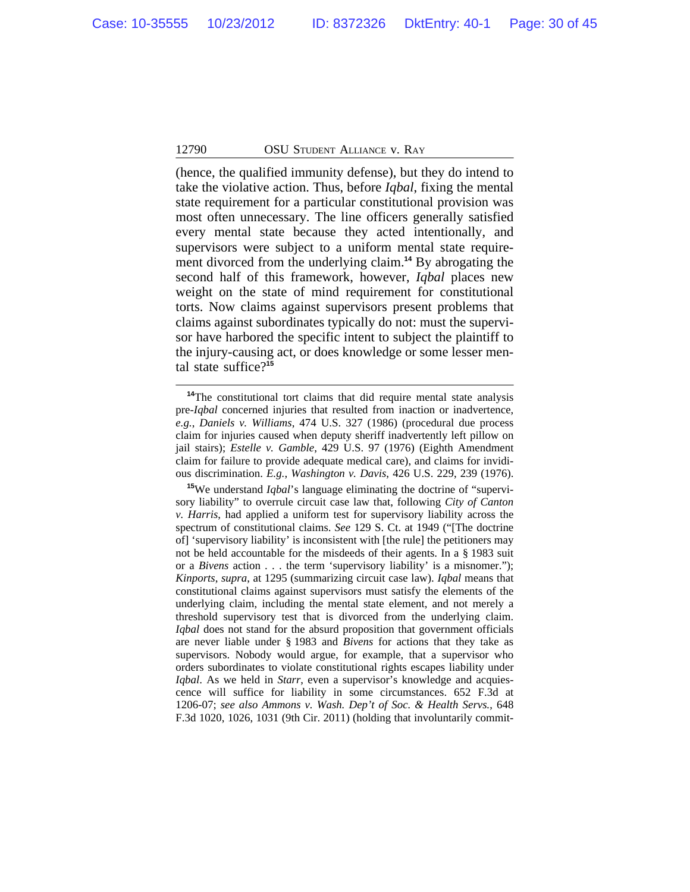(hence, the qualified immunity defense), but they do intend to take the violative action. Thus, before *Iqbal*, fixing the mental state requirement for a particular constitutional provision was most often unnecessary. The line officers generally satisfied every mental state because they acted intentionally, and supervisors were subject to a uniform mental state requirement divorced from the underlying claim.[14] By abrogating the second half of this framework, however, *Iqbal* places new weight on the state of mind requirement for constitutional torts. Now claims against supervisors present problems that claims against subordinates typically do not: must the supervisor have harbored the specific intent to subject the plaintiff to the injury-causing act, or does knowledge or some lesser mental state suffice?[15]

---

[14]The constitutional tort claims that did require mental state analysis pre-*Iqbal* concerned injuries that resulted from inaction or inadvertence, *e.g.*, *Daniels v. Williams*, 474 U.S. 327 (1986) (procedural due process claim for injuries caused when deputy sheriff inadvertently left pillow on jail stairs); *Estelle v. Gamble*, 429 U.S. 97 (1976) (Eighth Amendment claim for failure to provide adequate medical care), and claims for invidious discrimination. *E.g.*, *Washington v. Davis*, 426 U.S. 229, 239 (1976).

[15]We understand *Iqbal*'s language eliminating the doctrine of "supervisory liability" to overrule circuit case law that, following *City of Canton v. Harris*, had applied a uniform test for supervisory liability across the spectrum of constitutional claims. *See* 129 S. Ct. at 1949 ("[The doctrine of] 'supervisory liability' is inconsistent with [the rule] the petitioners may not be held accountable for the misdeeds of their agents. In a § 1983 suit or a *Bivens* action . . . the term 'supervisory liability' is a misnomer."); *Kinports*, *supra*, at 1295 (summarizing circuit case law). *Iqbal* means that constitutional claims against supervisors must satisfy the elements of the underlying claim, including the mental state element, and not merely a threshold supervisory test that is divorced from the underlying claim. *Iqbal* does not stand for the absurd proposition that government officials are never liable under § 1983 and *Bivens* for actions that they take as supervisors. Nobody would argue, for example, that a supervisor who orders subordinates to violate constitutional rights escapes liability under *Iqbal*. As we held in *Starr*, even a supervisor's knowledge and acquiescence will suffice for liability in some circumstances. 652 F.3d at 1206-07; *see also Ammons v. Wash. Dep't of Soc. & Health Servs.*, 648 F.3d 1020, 1026, 1031 (9th Cir. 2011) (holding that involuntarily commit-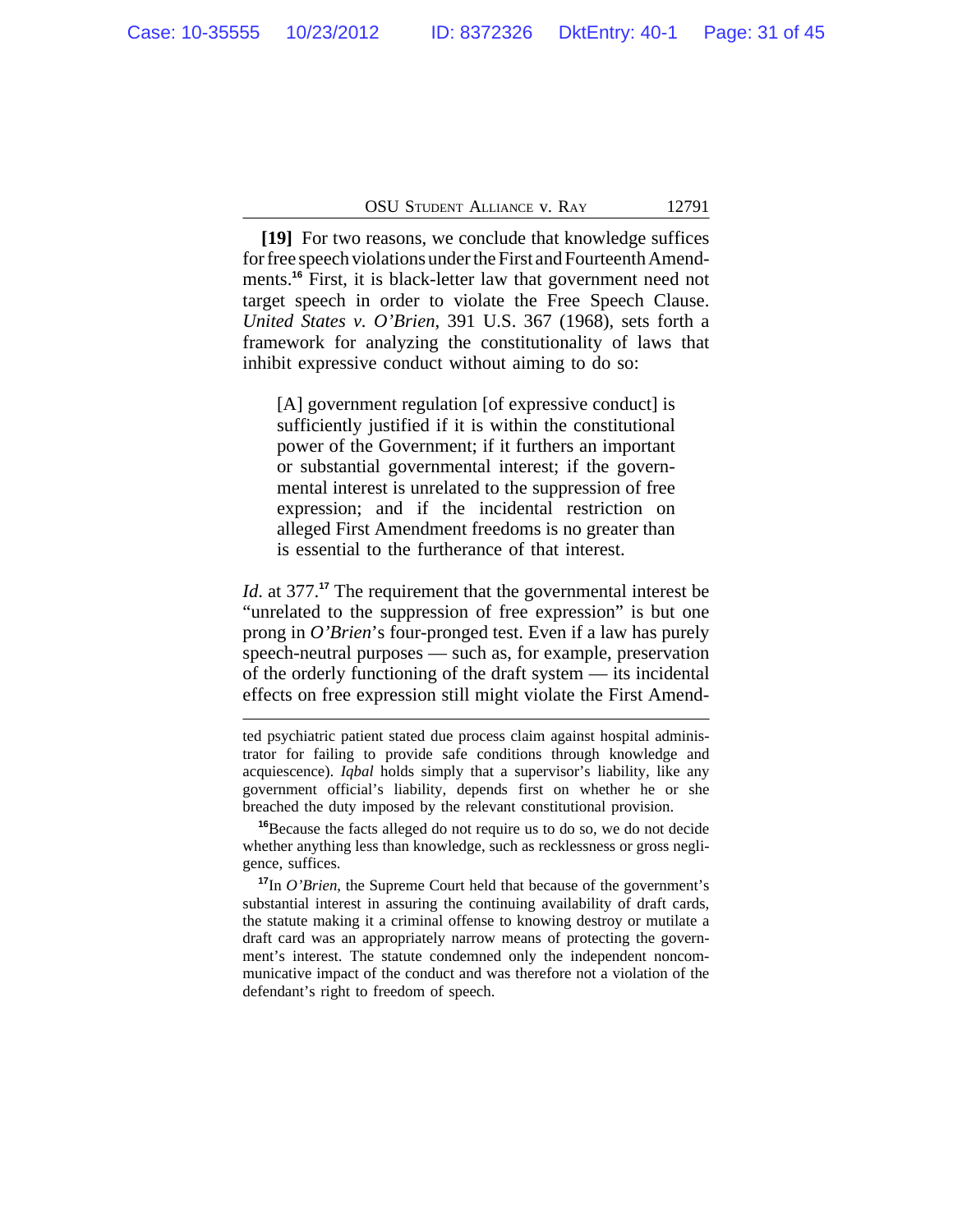**[19]** For two reasons, we conclude that knowledge suffices for free speech violations under the First and Fourteenth Amendments.[16] First, it is black-letter law that government need not target speech in order to violate the Free Speech Clause. *United States v. O'Brien*, 391 U.S. 367 (1968), sets forth a framework for analyzing the constitutionality of laws that inhibit expressive conduct without aiming to do so:

> [A] government regulation [of expressive conduct] is sufficiently justified if it is within the constitutional power of the Government; if it furthers an important or substantial governmental interest; if the governmental interest is unrelated to the suppression of free expression; and if the incidental restriction on alleged First Amendment freedoms is no greater than is essential to the furtherance of that interest.

*Id*. at 377.[17] The requirement that the governmental interest be "unrelated to the suppression of free expression" is but one prong in *O'Brien*'s four-pronged test. Even if a law has purely speech-neutral purposes — such as, for example, preservation of the orderly functioning of the draft system — its incidental effects on free expression still might violate the First Amend-

---

ted psychiatric patient stated due process claim against hospital administrator for failing to provide safe conditions through knowledge and acquiescence). *Iqbal* holds simply that a supervisor's liability, like any government official's liability, depends first on whether he or she breached the duty imposed by the relevant constitutional provision.

[16]Because the facts alleged do not require us to do so, we do not decide whether anything less than knowledge, such as recklessness or gross negligence, suffices.

[17]In *O'Brien*, the Supreme Court held that because of the government's substantial interest in assuring the continuing availability of draft cards, the statute making it a criminal offense to knowing destroy or mutilate a draft card was an appropriately narrow means of protecting the government's interest. The statute condemned only the independent noncommunicative impact of the conduct and was therefore not a violation of the defendant's right to freedom of speech.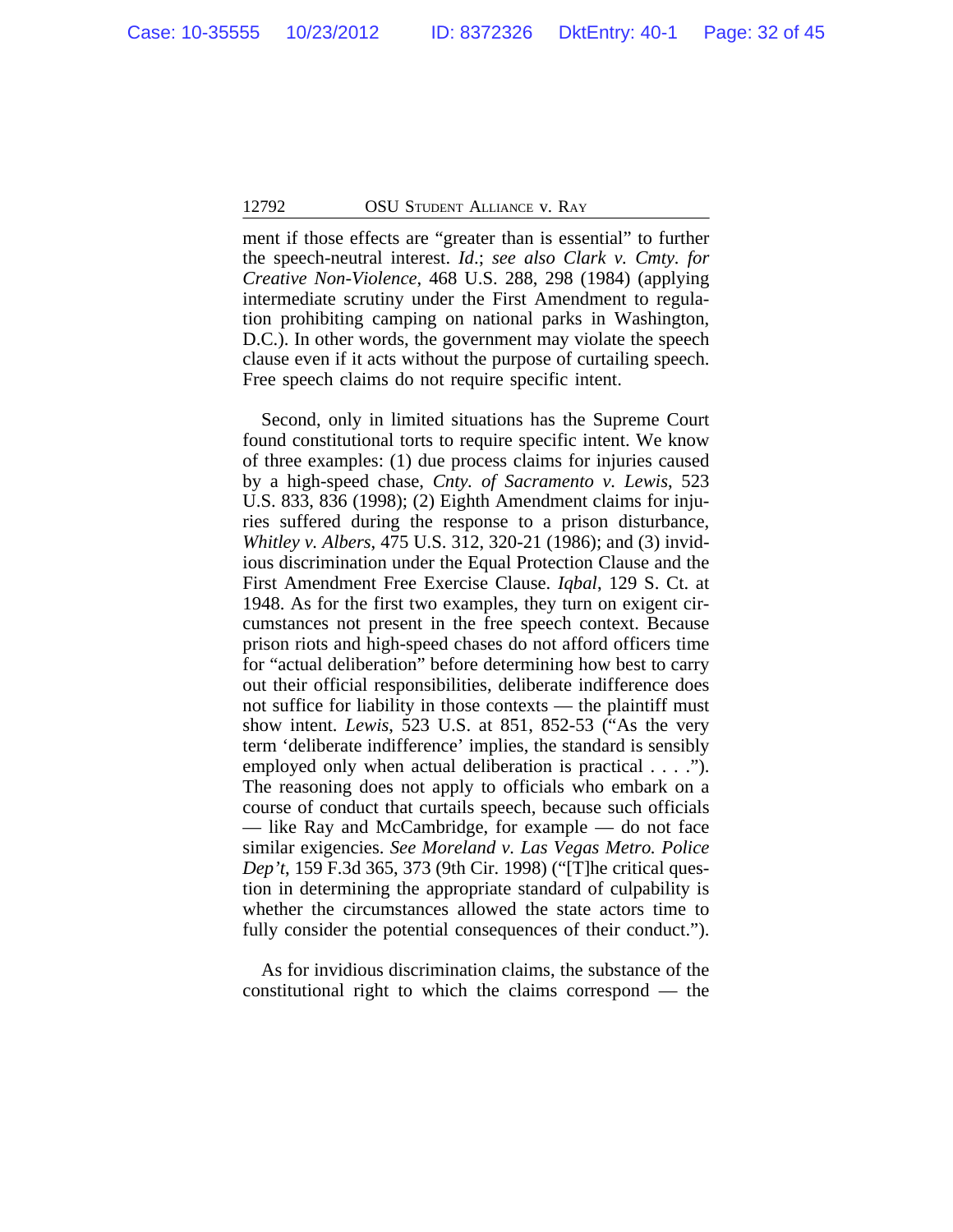ment if those effects are "greater than is essential" to further the speech-neutral interest. *Id.*; *see also Clark v. Cmty. for Creative Non-Violence*, 468 U.S. 288, 298 (1984) (applying intermediate scrutiny under the First Amendment to regulation prohibiting camping on national parks in Washington, D.C.). In other words, the government may violate the speech clause even if it acts without the purpose of curtailing speech. Free speech claims do not require specific intent.

Second, only in limited situations has the Supreme Court found constitutional torts to require specific intent. We know of three examples: (1) due process claims for injuries caused by a high-speed chase, *Cnty. of Sacramento v. Lewis*, 523 U.S. 833, 836 (1998); (2) Eighth Amendment claims for injuries suffered during the response to a prison disturbance, *Whitley v. Albers*, 475 U.S. 312, 320-21 (1986); and (3) invidious discrimination under the Equal Protection Clause and the First Amendment Free Exercise Clause. *Iqbal*, 129 S. Ct. at 1948. As for the first two examples, they turn on exigent circumstances not present in the free speech context. Because prison riots and high-speed chases do not afford officers time for "actual deliberation" before determining how best to carry out their official responsibilities, deliberate indifference does not suffice for liability in those contexts — the plaintiff must show intent. *Lewis*, 523 U.S. at 851, 852-53 ("As the very term 'deliberate indifference' implies, the standard is sensibly employed only when actual deliberation is practical . . . ."). The reasoning does not apply to officials who embark on a course of conduct that curtails speech, because such officials — like Ray and McCambridge, for example — do not face similar exigencies. *See Moreland v. Las Vegas Metro. Police Dep't*, 159 F.3d 365, 373 (9th Cir. 1998) ("[T]he critical question in determining the appropriate standard of culpability is whether the circumstances allowed the state actors time to fully consider the potential consequences of their conduct.").

As for invidious discrimination claims, the substance of the constitutional right to which the claims correspond — the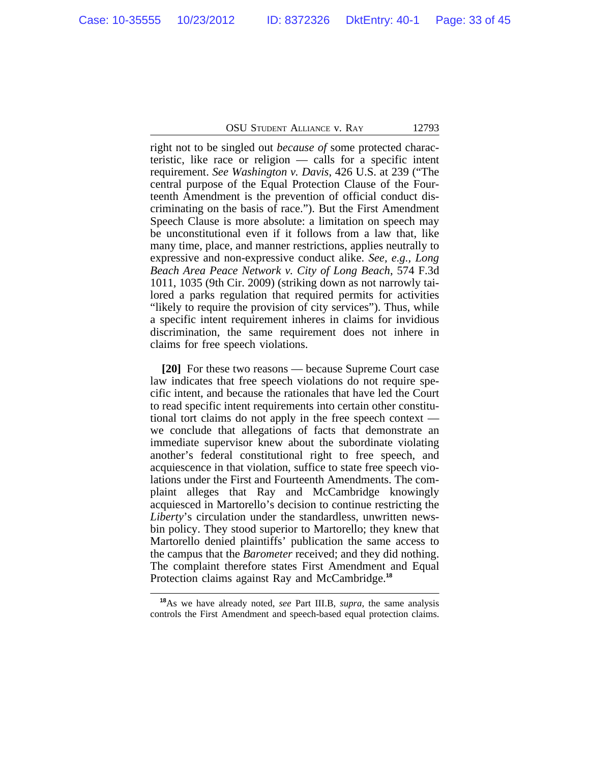right not to be singled out *because of* some protected characteristic, like race or religion — calls for a specific intent requirement. *See Washington v. Davis*, 426 U.S. at 239 ("The central purpose of the Equal Protection Clause of the Fourteenth Amendment is the prevention of official conduct discriminating on the basis of race."). But the First Amendment Speech Clause is more absolute: a limitation on speech may be unconstitutional even if it follows from a law that, like many time, place, and manner restrictions, applies neutrally to expressive and non-expressive conduct alike. *See, e.g.*, *Long Beach Area Peace Network v. City of Long Beach*, 574 F.3d 1011, 1035 (9th Cir. 2009) (striking down as not narrowly tailored a parks regulation that required permits for activities "likely to require the provision of city services"). Thus, while a specific intent requirement inheres in claims for invidious discrimination, the same requirement does not inhere in claims for free speech violations.

**[20]** For these two reasons — because Supreme Court case law indicates that free speech violations do not require specific intent, and because the rationales that have led the Court to read specific intent requirements into certain other constitutional tort claims do not apply in the free speech context — we conclude that allegations of facts that demonstrate an immediate supervisor knew about the subordinate violating another's federal constitutional right to free speech, and acquiescence in that violation, suffice to state free speech violations under the First and Fourteenth Amendments. The complaint alleges that Ray and McCambridge knowingly acquiesced in Martorello's decision to continue restricting the *Liberty*'s circulation under the standardless, unwritten newsbin policy. They stood superior to Martorello; they knew that Martorello denied plaintiffs' publication the same access to the campus that the *Barometer* received; and they did nothing. The complaint therefore states First Amendment and Equal Protection claims against Ray and McCambridge.[18]

---

[18] As we have already noted, *see* Part III.B, *supra*, the same analysis controls the First Amendment and speech-based equal protection claims.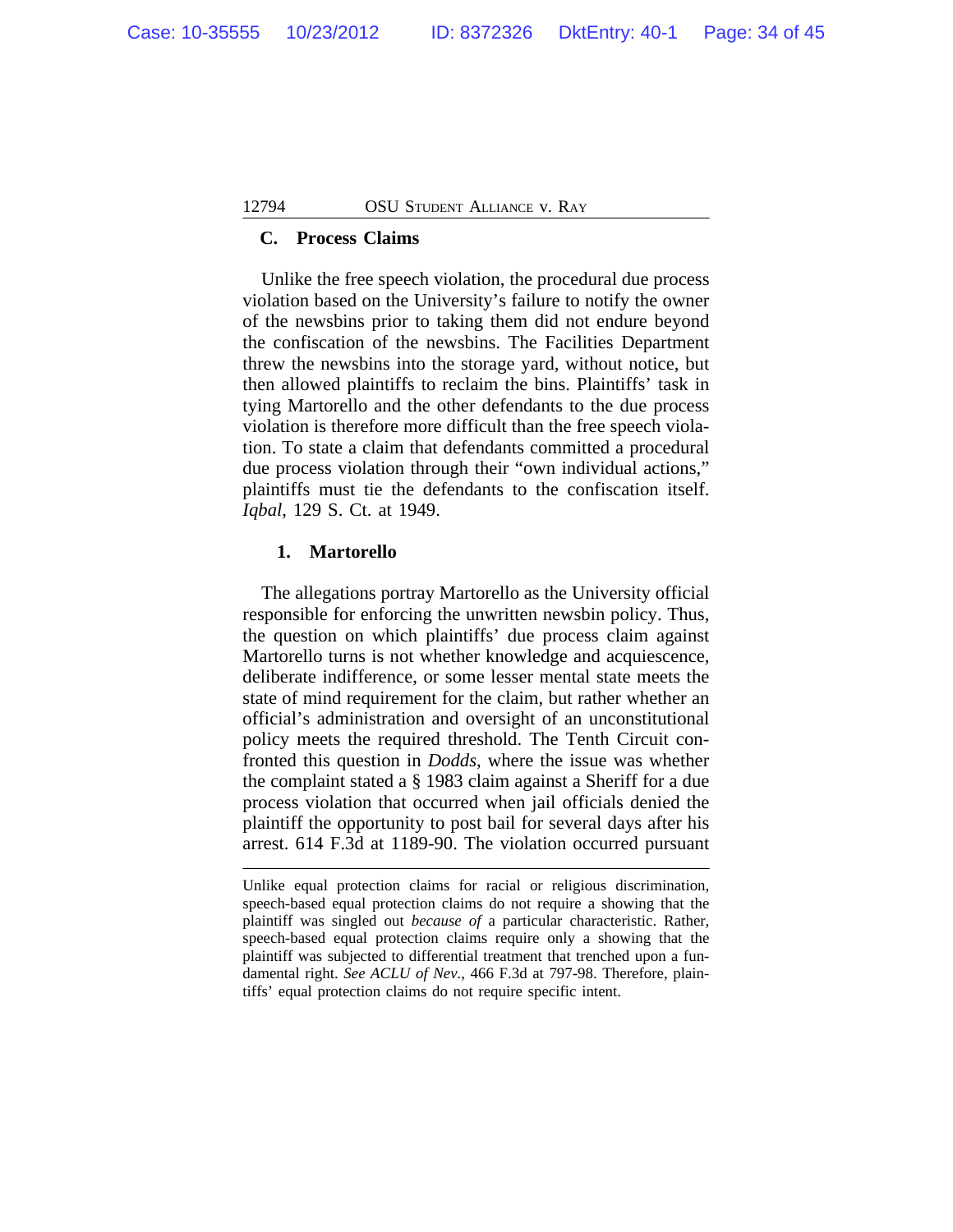### C. Process Claims

Unlike the free speech violation, the procedural due process violation based on the University's failure to notify the owner of the newsbins prior to taking them did not endure beyond the confiscation of the newsbins. The Facilities Department threw the newsbins into the storage yard, without notice, but then allowed plaintiffs to reclaim the bins. Plaintiffs' task in tying Martorello and the other defendants to the due process violation is therefore more difficult than the free speech violation. To state a claim that defendants committed a procedural due process violation through their "own individual actions," plaintiffs must tie the defendants to the confiscation itself. *Iqbal*, 129 S. Ct. at 1949.

#### 1. Martorello

The allegations portray Martorello as the University official responsible for enforcing the unwritten newsbin policy. Thus, the question on which plaintiffs' due process claim against Martorello turns is not whether knowledge and acquiescence, deliberate indifference, or some lesser mental state meets the state of mind requirement for the claim, but rather whether an official's administration and oversight of an unconstitutional policy meets the required threshold. The Tenth Circuit confronted this question in *Dodds*, where the issue was whether the complaint stated a § 1983 claim against a Sheriff for a due process violation that occurred when jail officials denied the plaintiff the opportunity to post bail for several days after his arrest. 614 F.3d at 1189-90. The violation occurred pursuant

---

Unlike equal protection claims for racial or religious discrimination, speech-based equal protection claims do not require a showing that the plaintiff was singled out *because of* a particular characteristic. Rather, speech-based equal protection claims require only a showing that the plaintiff was subjected to differential treatment that trenched upon a fundamental right. *See ACLU of Nev.*, 466 F.3d at 797-98. Therefore, plaintiffs' equal protection claims do not require specific intent.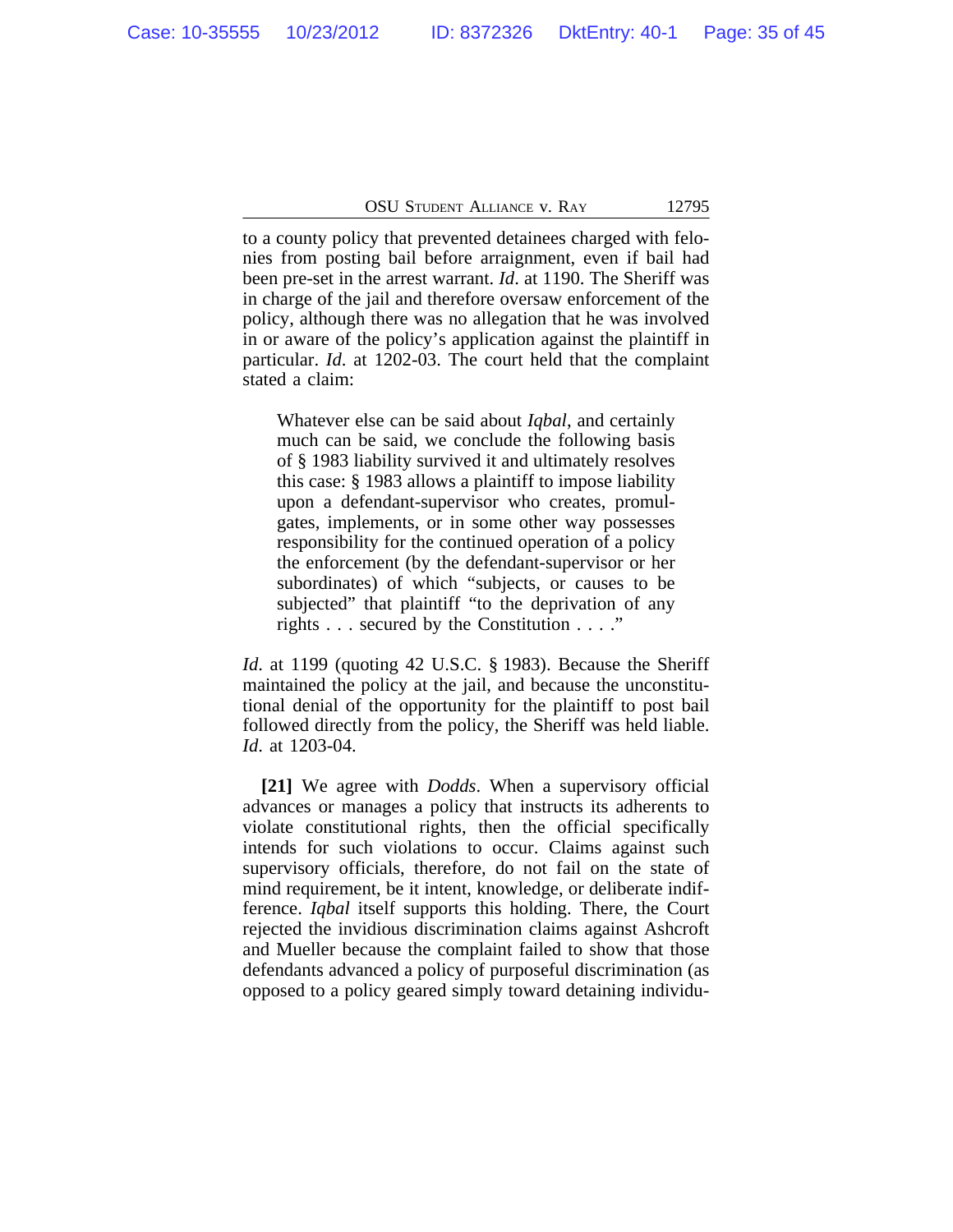to a county policy that prevented detainees charged with felonies from posting bail before arraignment, even if bail had been pre-set in the arrest warrant. *Id*. at 1190. The Sheriff was in charge of the jail and therefore oversaw enforcement of the policy, although there was no allegation that he was involved in or aware of the policy's application against the plaintiff in particular. *Id*. at 1202-03. The court held that the complaint stated a claim:

> Whatever else can be said about *Iqbal*, and certainly much can be said, we conclude the following basis of § 1983 liability survived it and ultimately resolves this case: § 1983 allows a plaintiff to impose liability upon a defendant-supervisor who creates, promulgates, implements, or in some other way possesses responsibility for the continued operation of a policy the enforcement (by the defendant-supervisor or her subordinates) of which "subjects, or causes to be subjected" that plaintiff "to the deprivation of any rights . . . secured by the Constitution . . . ."

*Id*. at 1199 (quoting 42 U.S.C. § 1983). Because the Sheriff maintained the policy at the jail, and because the unconstitutional denial of the opportunity for the plaintiff to post bail followed directly from the policy, the Sheriff was held liable. *Id*. at 1203-04.

**[21]** We agree with *Dodds*. When a supervisory official advances or manages a policy that instructs its adherents to violate constitutional rights, then the official specifically intends for such violations to occur. Claims against such supervisory officials, therefore, do not fail on the state of mind requirement, be it intent, knowledge, or deliberate indifference. *Iqbal* itself supports this holding. There, the Court rejected the invidious discrimination claims against Ashcroft and Mueller because the complaint failed to show that those defendants advanced a policy of purposeful discrimination (as opposed to a policy geared simply toward detaining individu-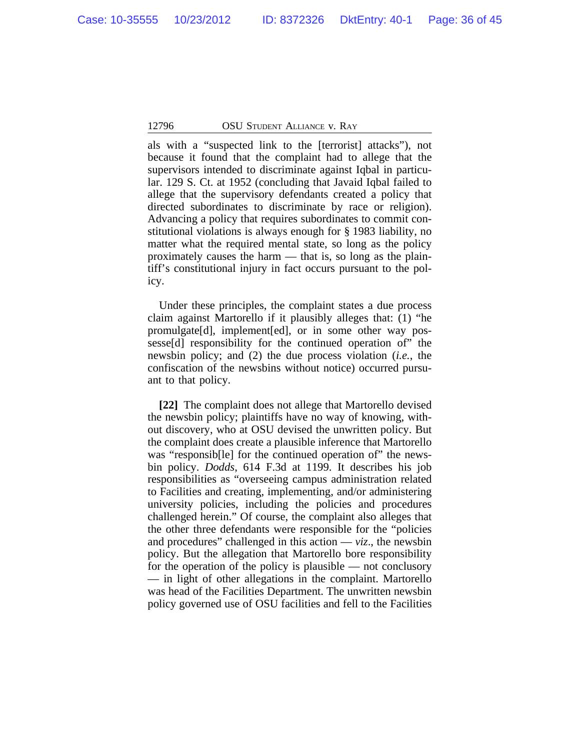als with a "suspected link to the [terrorist] attacks"), not because it found that the complaint had to allege that the supervisors intended to discriminate against Iqbal in particular. 129 S. Ct. at 1952 (concluding that Javaid Iqbal failed to allege that the supervisory defendants created a policy that directed subordinates to discriminate by race or religion). Advancing a policy that requires subordinates to commit constitutional violations is always enough for § 1983 liability, no matter what the required mental state, so long as the policy proximately causes the harm — that is, so long as the plaintiff's constitutional injury in fact occurs pursuant to the policy.

Under these principles, the complaint states a due process claim against Martorello if it plausibly alleges that: (1) "he promulgate[d], implement[ed], or in some other way possesse[d] responsibility for the continued operation of" the newsbin policy; and (2) the due process violation (*i.e.*, the confiscation of the newsbins without notice) occurred pursuant to that policy.

**[22]** The complaint does not allege that Martorello devised the newsbin policy; plaintiffs have no way of knowing, without discovery, who at OSU devised the unwritten policy. But the complaint does create a plausible inference that Martorello was "responsib[le] for the continued operation of" the newsbin policy. *Dodds*, 614 F.3d at 1199. It describes his job responsibilities as "overseeing campus administration related to Facilities and creating, implementing, and/or administering university policies, including the policies and procedures challenged herein." Of course, the complaint also alleges that the other three defendants were responsible for the "policies and procedures" challenged in this action — *viz*., the newsbin policy. But the allegation that Martorello bore responsibility for the operation of the policy is plausible — not conclusory — in light of other allegations in the complaint. Martorello was head of the Facilities Department. The unwritten newsbin policy governed use of OSU facilities and fell to the Facilities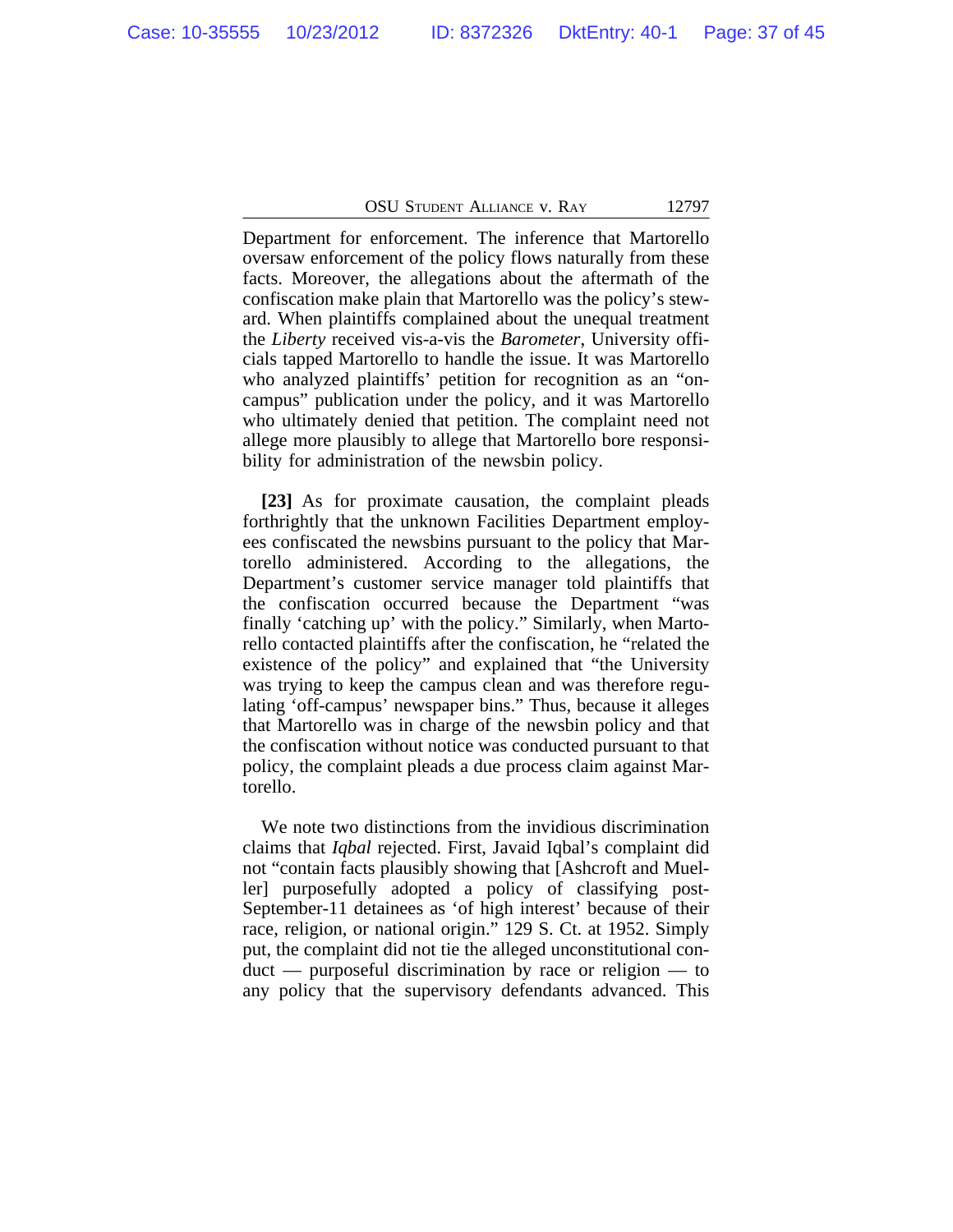Department for enforcement. The inference that Martorello oversaw enforcement of the policy flows naturally from these facts. Moreover, the allegations about the aftermath of the confiscation make plain that Martorello was the policy's steward. When plaintiffs complained about the unequal treatment the *Liberty* received vis-a-vis the *Barometer*, University officials tapped Martorello to handle the issue. It was Martorello who analyzed plaintiffs' petition for recognition as an "on-campus" publication under the policy, and it was Martorello who ultimately denied that petition. The complaint need not allege more plausibly to allege that Martorello bore responsibility for administration of the newsbin policy.

**[23]** As for proximate causation, the complaint pleads forthrightly that the unknown Facilities Department employees confiscated the newsbins pursuant to the policy that Martorello administered. According to the allegations, the Department's customer service manager told plaintiffs that the confiscation occurred because the Department "was finally 'catching up' with the policy." Similarly, when Martorello contacted plaintiffs after the confiscation, he "related the existence of the policy" and explained that "the University was trying to keep the campus clean and was therefore regulating 'off-campus' newspaper bins." Thus, because it alleges that Martorello was in charge of the newsbin policy and that the confiscation without notice was conducted pursuant to that policy, the complaint pleads a due process claim against Martorello.

We note two distinctions from the invidious discrimination claims that *Iqbal* rejected. First, Javaid Iqbal's complaint did not "contain facts plausibly showing that [Ashcroft and Mueller] purposefully adopted a policy of classifying post-September-11 detainees as 'of high interest' because of their race, religion, or national origin." 129 S. Ct. at 1952. Simply put, the complaint did not tie the alleged unconstitutional conduct — purposeful discrimination by race or religion — to any policy that the supervisory defendants advanced. This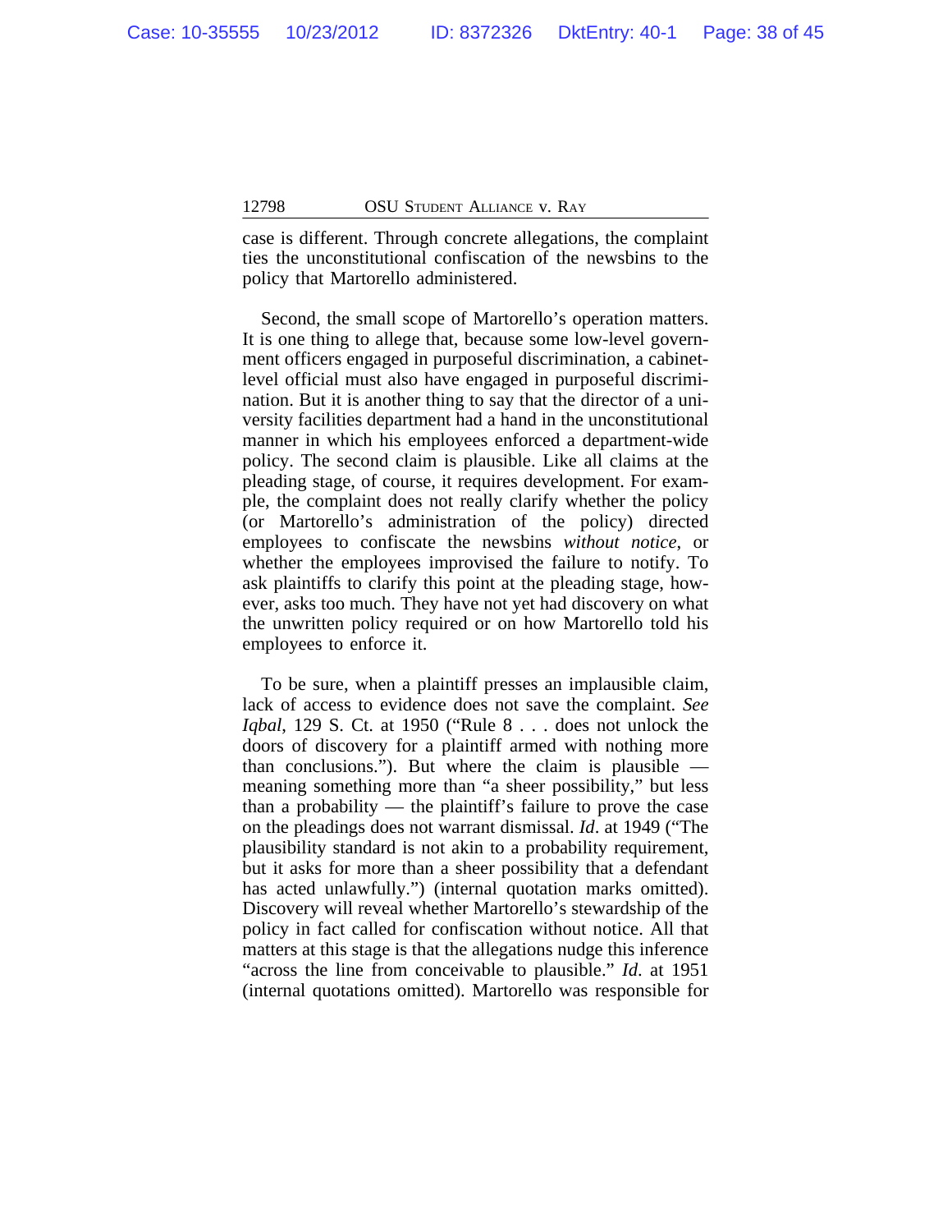case is different. Through concrete allegations, the complaint ties the unconstitutional confiscation of the newsbins to the policy that Martorello administered.

Second, the small scope of Martorello's operation matters. It is one thing to allege that, because some low-level government officers engaged in purposeful discrimination, a cabinet-level official must also have engaged in purposeful discrimination. But it is another thing to say that the director of a university facilities department had a hand in the unconstitutional manner in which his employees enforced a department-wide policy. The second claim is plausible. Like all claims at the pleading stage, of course, it requires development. For example, the complaint does not really clarify whether the policy (or Martorello's administration of the policy) directed employees to confiscate the newsbins *without notice*, or whether the employees improvised the failure to notify. To ask plaintiffs to clarify this point at the pleading stage, however, asks too much. They have not yet had discovery on what the unwritten policy required or on how Martorello told his employees to enforce it.

To be sure, when a plaintiff presses an implausible claim, lack of access to evidence does not save the complaint. *See Iqbal*, 129 S. Ct. at 1950 ("Rule 8 . . . does not unlock the doors of discovery for a plaintiff armed with nothing more than conclusions."). But where the claim is plausible — meaning something more than "a sheer possibility," but less than a probability — the plaintiff's failure to prove the case on the pleadings does not warrant dismissal. *Id*. at 1949 ("The plausibility standard is not akin to a probability requirement, but it asks for more than a sheer possibility that a defendant has acted unlawfully.") (internal quotation marks omitted). Discovery will reveal whether Martorello's stewardship of the policy in fact called for confiscation without notice. All that matters at this stage is that the allegations nudge this inference "across the line from conceivable to plausible." *Id*. at 1951 (internal quotations omitted). Martorello was responsible for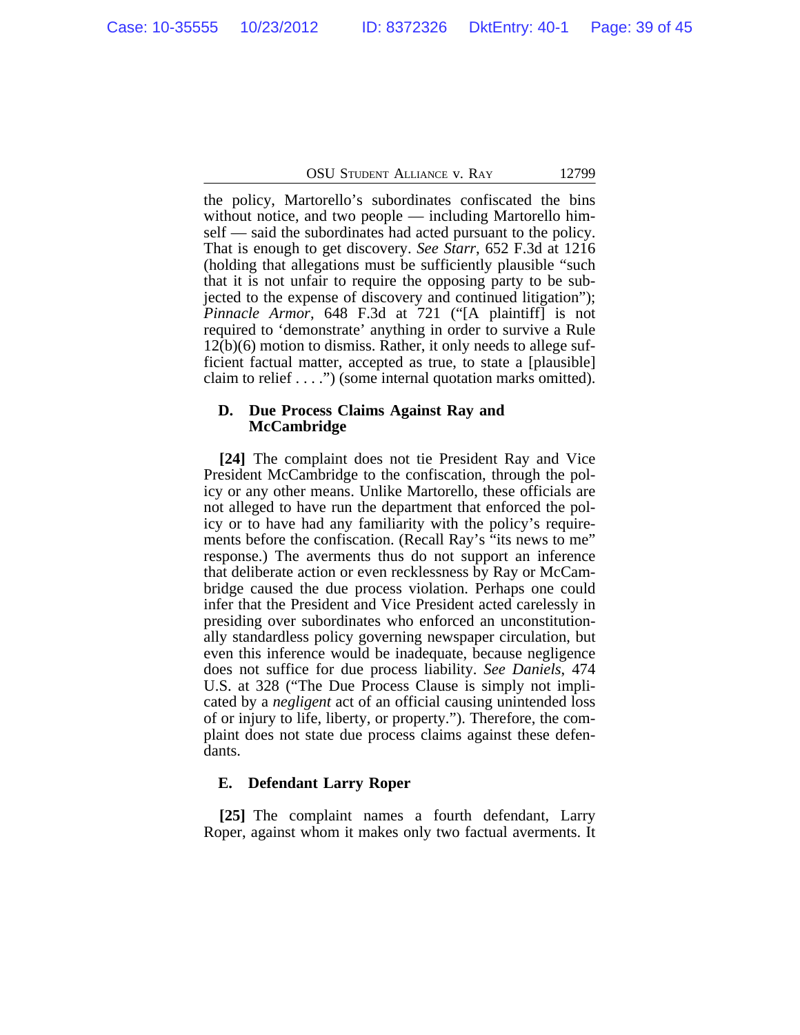the policy, Martorello's subordinates confiscated the bins without notice, and two people — including Martorello himself — said the subordinates had acted pursuant to the policy. That is enough to get discovery. *See Starr*, 652 F.3d at 1216 (holding that allegations must be sufficiently plausible "such that it is not unfair to require the opposing party to be subjected to the expense of discovery and continued litigation"); *Pinnacle Armor*, 648 F.3d at 721 ("[A plaintiff] is not required to 'demonstrate' anything in order to survive a Rule 12(b)(6) motion to dismiss. Rather, it only needs to allege sufficient factual matter, accepted as true, to state a [plausible] claim to relief . . . .") (some internal quotation marks omitted).

### D. Due Process Claims Against Ray and McCambridge

**[24]** The complaint does not tie President Ray and Vice President McCambridge to the confiscation, through the policy or any other means. Unlike Martorello, these officials are not alleged to have run the department that enforced the policy or to have had any familiarity with the policy's requirements before the confiscation. (Recall Ray's "its news to me" response.) The averments thus do not support an inference that deliberate action or even recklessness by Ray or McCambridge caused the due process violation. Perhaps one could infer that the President and Vice President acted carelessly in presiding over subordinates who enforced an unconstitutionally standardless policy governing newspaper circulation, but even this inference would be inadequate, because negligence does not suffice for due process liability. *See Daniels*, 474 U.S. at 328 ("The Due Process Clause is simply not implicated by a *negligent* act of an official causing unintended loss of or injury to life, liberty, or property."). Therefore, the complaint does not state due process claims against these defendants.

### E. Defendant Larry Roper

**[25]** The complaint names a fourth defendant, Larry Roper, against whom it makes only two factual averments. It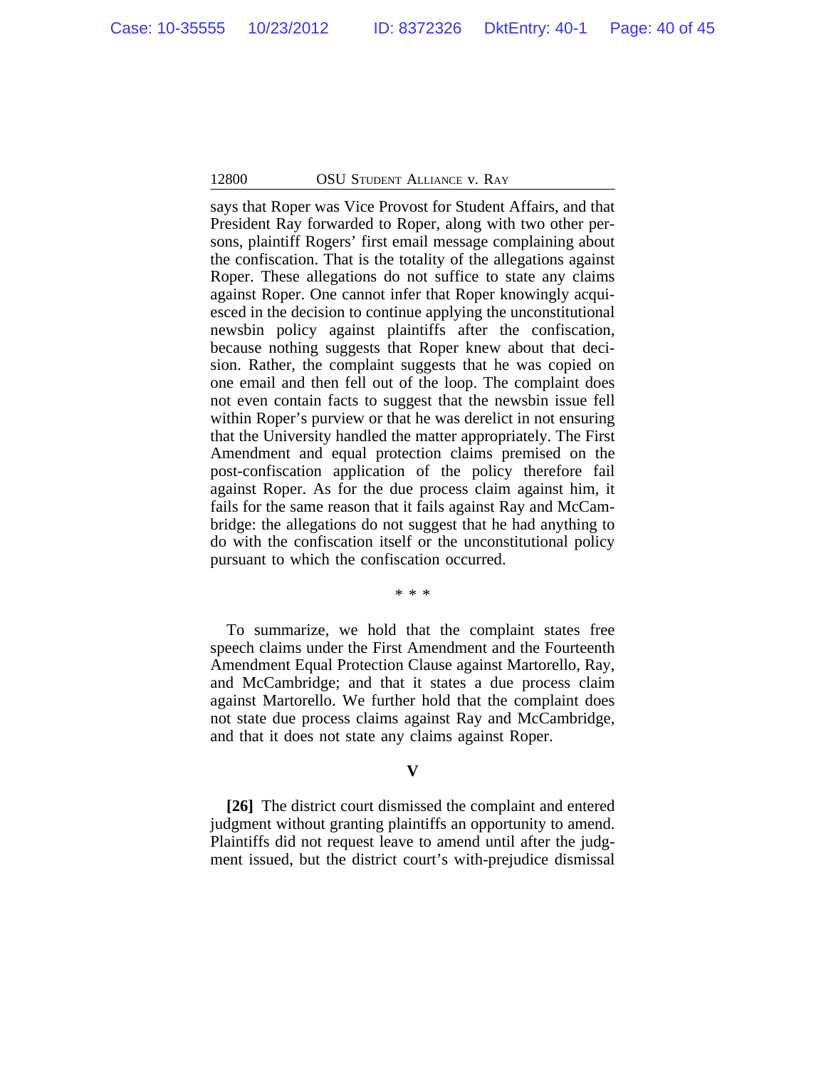says that Roper was Vice Provost for Student Affairs, and that President Ray forwarded to Roper, along with two other persons, plaintiff Rogers' first email message complaining about the confiscation. That is the totality of the allegations against Roper. These allegations do not suffice to state any claims against Roper. One cannot infer that Roper knowingly acquiesced in the decision to continue applying the unconstitutional newsbin policy against plaintiffs after the confiscation, because nothing suggests that Roper knew about that decision. Rather, the complaint suggests that he was copied on one email and then fell out of the loop. The complaint does not even contain facts to suggest that the newsbin issue fell within Roper's purview or that he was derelict in not ensuring that the University handled the matter appropriately. The First Amendment and equal protection claims premised on the post-confiscation application of the policy therefore fail against Roper. As for the due process claim against him, it fails for the same reason that it fails against Ray and McCambridge: the allegations do not suggest that he had anything to do with the confiscation itself or the unconstitutional policy pursuant to which the confiscation occurred.

\* \* \*

To summarize, we hold that the complaint states free speech claims under the First Amendment and the Fourteenth Amendment Equal Protection Clause against Martorello, Ray, and McCambridge; and that it states a due process claim against Martorello. We further hold that the complaint does not state due process claims against Ray and McCambridge, and that it does not state any claims against Roper.

## V

**[26]** The district court dismissed the complaint and entered judgment without granting plaintiffs an opportunity to amend. Plaintiffs did not request leave to amend until after the judgment issued, but the district court's with-prejudice dismissal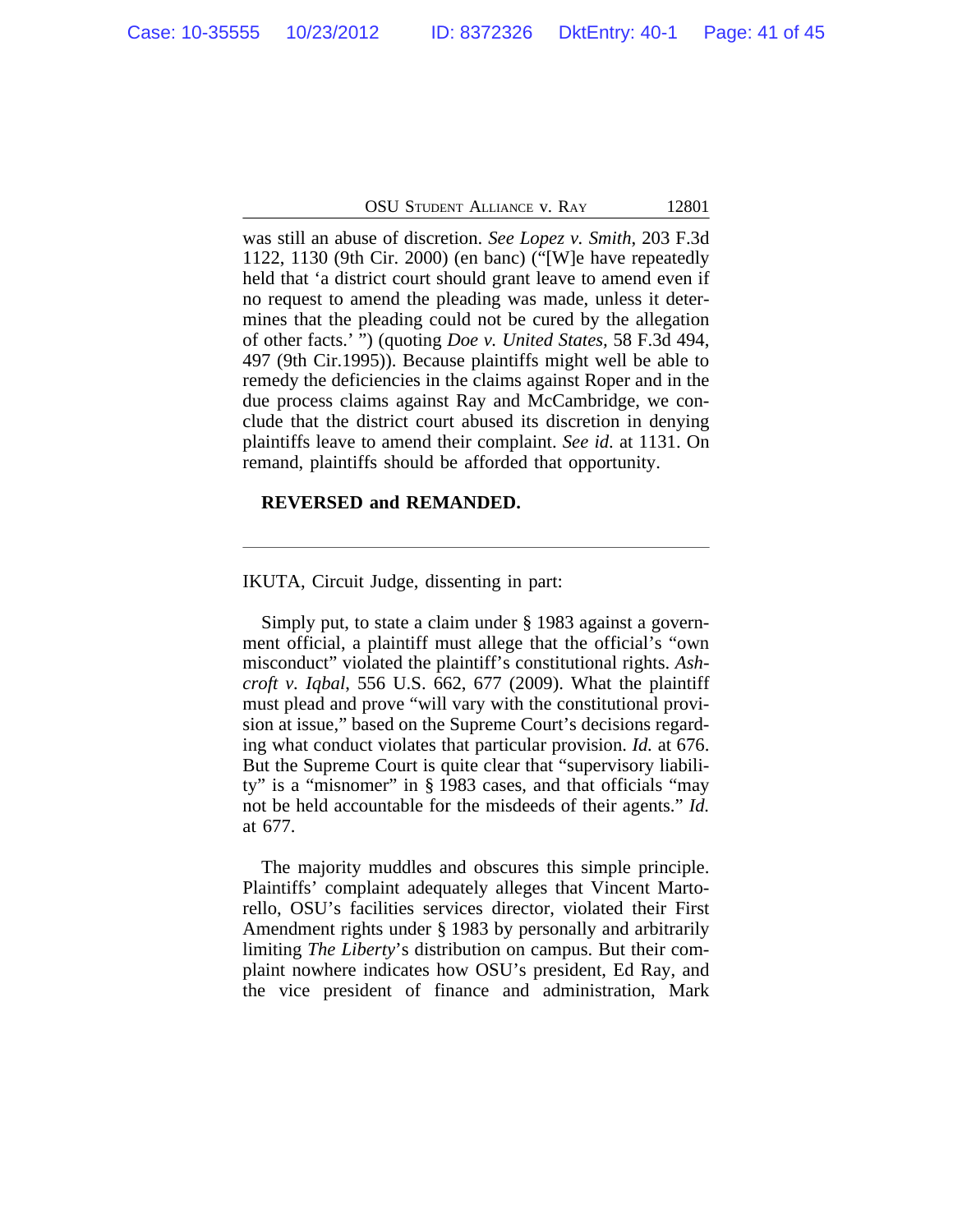was still an abuse of discretion. *See Lopez v. Smith*, 203 F.3d 1122, 1130 (9th Cir. 2000) (en banc) ("[W]e have repeatedly held that 'a district court should grant leave to amend even if no request to amend the pleading was made, unless it determines that the pleading could not be cured by the allegation of other facts.' ") (quoting *Doe v. United States,* 58 F.3d 494, 497 (9th Cir.1995)). Because plaintiffs might well be able to remedy the deficiencies in the claims against Roper and in the due process claims against Ray and McCambridge, we conclude that the district court abused its discretion in denying plaintiffs leave to amend their complaint. *See id.* at 1131. On remand, plaintiffs should be afforded that opportunity.

**REVERSED and REMANDED.**

---

IKUTA, Circuit Judge, dissenting in part:

Simply put, to state a claim under § 1983 against a government official, a plaintiff must allege that the official's "own misconduct" violated the plaintiff's constitutional rights. *Ashcroft v. Iqbal*, 556 U.S. 662, 677 (2009). What the plaintiff must plead and prove "will vary with the constitutional provision at issue," based on the Supreme Court's decisions regarding what conduct violates that particular provision. *Id.* at 676. But the Supreme Court is quite clear that "supervisory liability" is a "misnomer" in § 1983 cases, and that officials "may not be held accountable for the misdeeds of their agents." *Id.* at 677.

The majority muddles and obscures this simple principle. Plaintiffs' complaint adequately alleges that Vincent Martorello, OSU's facilities services director, violated their First Amendment rights under § 1983 by personally and arbitrarily limiting *The Liberty*'s distribution on campus. But their complaint nowhere indicates how OSU's president, Ed Ray, and the vice president of finance and administration, Mark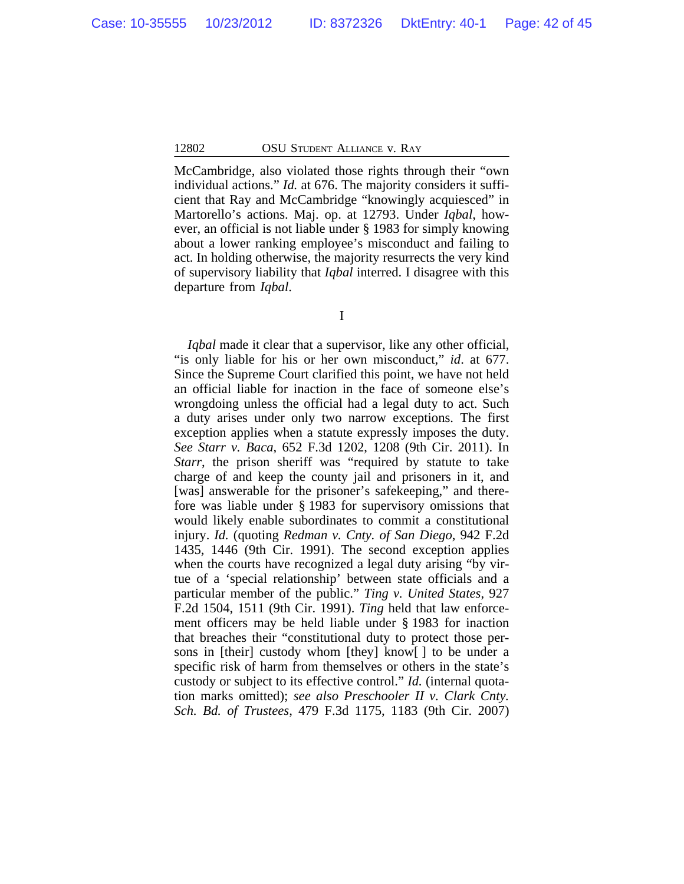McCambridge, also violated those rights through their "own individual actions." *Id.* at 676. The majority considers it sufficient that Ray and McCambridge "knowingly acquiesced" in Martorello's actions. Maj. op. at 12793. Under *Iqbal*, however, an official is not liable under § 1983 for simply knowing about a lower ranking employee's misconduct and failing to act. In holding otherwise, the majority resurrects the very kind of supervisory liability that *Iqbal* interred. I disagree with this departure from *Iqbal*.

I

*Iqbal* made it clear that a supervisor, like any other official, "is only liable for his or her own misconduct," *id*. at 677. Since the Supreme Court clarified this point, we have not held an official liable for inaction in the face of someone else's wrongdoing unless the official had a legal duty to act. Such a duty arises under only two narrow exceptions. The first exception applies when a statute expressly imposes the duty. *See Starr v. Baca*, 652 F.3d 1202, 1208 (9th Cir. 2011). In *Starr*, the prison sheriff was "required by statute to take charge of and keep the county jail and prisoners in it, and [was] answerable for the prisoner's safekeeping," and therefore was liable under § 1983 for supervisory omissions that would likely enable subordinates to commit a constitutional injury. *Id.* (quoting *Redman v. Cnty. of San Diego*, 942 F.2d 1435, 1446 (9th Cir. 1991). The second exception applies when the courts have recognized a legal duty arising "by virtue of a 'special relationship' between state officials and a particular member of the public." *Ting v. United States*, 927 F.2d 1504, 1511 (9th Cir. 1991). *Ting* held that law enforcement officers may be held liable under § 1983 for inaction that breaches their "constitutional duty to protect those persons in [their] custody whom [they] know[ ] to be under a specific risk of harm from themselves or others in the state's custody or subject to its effective control." *Id.* (internal quotation marks omitted); *see also Preschooler II v. Clark Cnty. Sch. Bd. of Trustees*, 479 F.3d 1175, 1183 (9th Cir. 2007)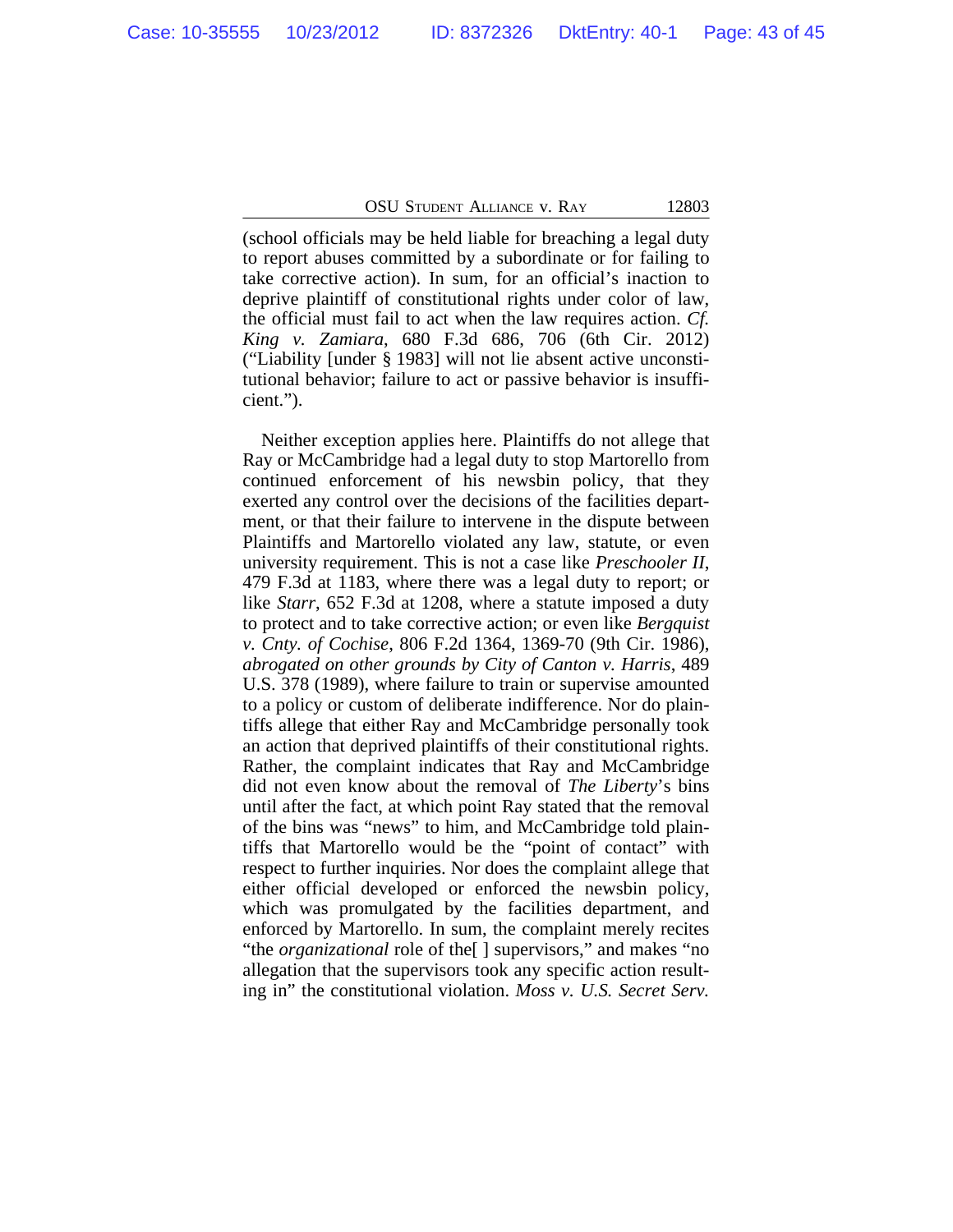(school officials may be held liable for breaching a legal duty to report abuses committed by a subordinate or for failing to take corrective action). In sum, for an official's inaction to deprive plaintiff of constitutional rights under color of law, the official must fail to act when the law requires action. *Cf. King v. Zamiara*, 680 F.3d 686, 706 (6th Cir. 2012) ("Liability [under § 1983] will not lie absent active unconstitutional behavior; failure to act or passive behavior is insufficient.").

Neither exception applies here. Plaintiffs do not allege that Ray or McCambridge had a legal duty to stop Martorello from continued enforcement of his newsbin policy, that they exerted any control over the decisions of the facilities department, or that their failure to intervene in the dispute between Plaintiffs and Martorello violated any law, statute, or even university requirement. This is not a case like *Preschooler II*, 479 F.3d at 1183, where there was a legal duty to report; or like *Starr*, 652 F.3d at 1208, where a statute imposed a duty to protect and to take corrective action; or even like *Bergquist v. Cnty. of Cochise*, 806 F.2d 1364, 1369-70 (9th Cir. 1986), *abrogated on other grounds by City of Canton v. Harris*, 489 U.S. 378 (1989), where failure to train or supervise amounted to a policy or custom of deliberate indifference. Nor do plaintiffs allege that either Ray and McCambridge personally took an action that deprived plaintiffs of their constitutional rights. Rather, the complaint indicates that Ray and McCambridge did not even know about the removal of *The Liberty*'s bins until after the fact, at which point Ray stated that the removal of the bins was "news" to him, and McCambridge told plaintiffs that Martorello would be the "point of contact" with respect to further inquiries. Nor does the complaint allege that either official developed or enforced the newsbin policy, which was promulgated by the facilities department, and enforced by Martorello. In sum, the complaint merely recites "the *organizational* role of the[ ] supervisors," and makes "no allegation that the supervisors took any specific action resulting in" the constitutional violation. *Moss v. U.S. Secret Serv.*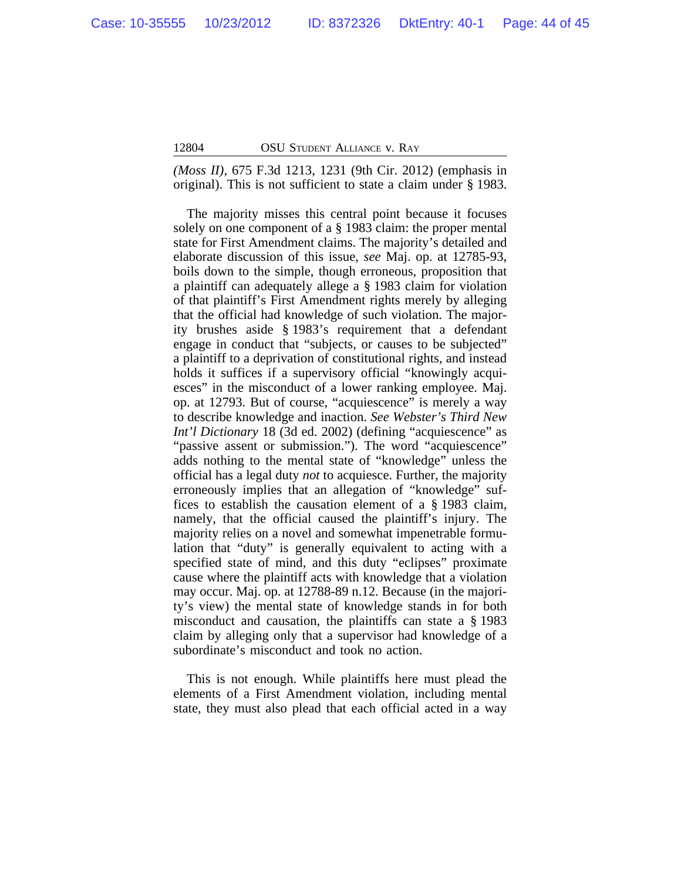*(Moss II)*, 675 F.3d 1213, 1231 (9th Cir. 2012) (emphasis in original). This is not sufficient to state a claim under § 1983.

The majority misses this central point because it focuses solely on one component of a § 1983 claim: the proper mental state for First Amendment claims. The majority's detailed and elaborate discussion of this issue, *see* Maj. op. at 12785-93, boils down to the simple, though erroneous, proposition that a plaintiff can adequately allege a § 1983 claim for violation of that plaintiff's First Amendment rights merely by alleging that the official had knowledge of such violation. The majority brushes aside § 1983's requirement that a defendant engage in conduct that "subjects, or causes to be subjected" a plaintiff to a deprivation of constitutional rights, and instead holds it suffices if a supervisory official "knowingly acquiesces" in the misconduct of a lower ranking employee. Maj. op. at 12793. But of course, "acquiescence" is merely a way to describe knowledge and inaction. *See Webster's Third New Int'l Dictionary* 18 (3d ed. 2002) (defining "acquiescence" as "passive assent or submission."). The word "acquiescence" adds nothing to the mental state of "knowledge" unless the official has a legal duty *not* to acquiesce. Further, the majority erroneously implies that an allegation of "knowledge" suffices to establish the causation element of a § 1983 claim, namely, that the official caused the plaintiff's injury. The majority relies on a novel and somewhat impenetrable formulation that "duty" is generally equivalent to acting with a specified state of mind, and this duty "eclipses" proximate cause where the plaintiff acts with knowledge that a violation may occur. Maj. op. at 12788-89 n.12. Because (in the majority's view) the mental state of knowledge stands in for both misconduct and causation, the plaintiffs can state a § 1983 claim by alleging only that a supervisor had knowledge of a subordinate's misconduct and took no action.

This is not enough. While plaintiffs here must plead the elements of a First Amendment violation, including mental state, they must also plead that each official acted in a way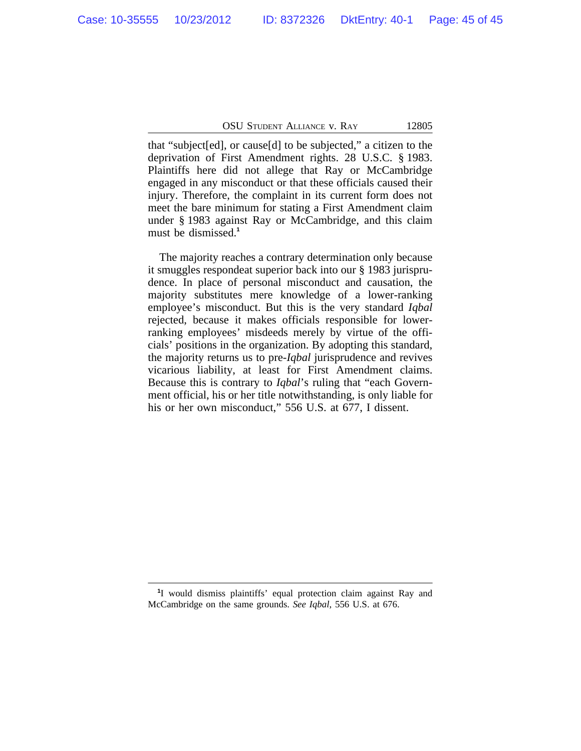that "subject[ed], or cause[d] to be subjected," a citizen to the deprivation of First Amendment rights. 28 U.S.C. § 1983. Plaintiffs here did not allege that Ray or McCambridge engaged in any misconduct or that these officials caused their injury. Therefore, the complaint in its current form does not meet the bare minimum for stating a First Amendment claim under § 1983 against Ray or McCambridge, and this claim must be dismissed.[1]

The majority reaches a contrary determination only because it smuggles respondeat superior back into our § 1983 jurisprudence. In place of personal misconduct and causation, the majority substitutes mere knowledge of a lower-ranking employee's misconduct. But this is the very standard *Iqbal* rejected, because it makes officials responsible for lower-ranking employees' misdeeds merely by virtue of the officials' positions in the organization. By adopting this standard, the majority returns us to pre-*Iqbal* jurisprudence and revives vicarious liability, at least for First Amendment claims. Because this is contrary to *Iqbal*'s ruling that "each Government official, his or her title notwithstanding, is only liable for his or her own misconduct," 556 U.S. at 677, I dissent.

---

[1]I would dismiss plaintiffs' equal protection claim against Ray and McCambridge on the same grounds. *See Iqbal*, 556 U.S. at 676.